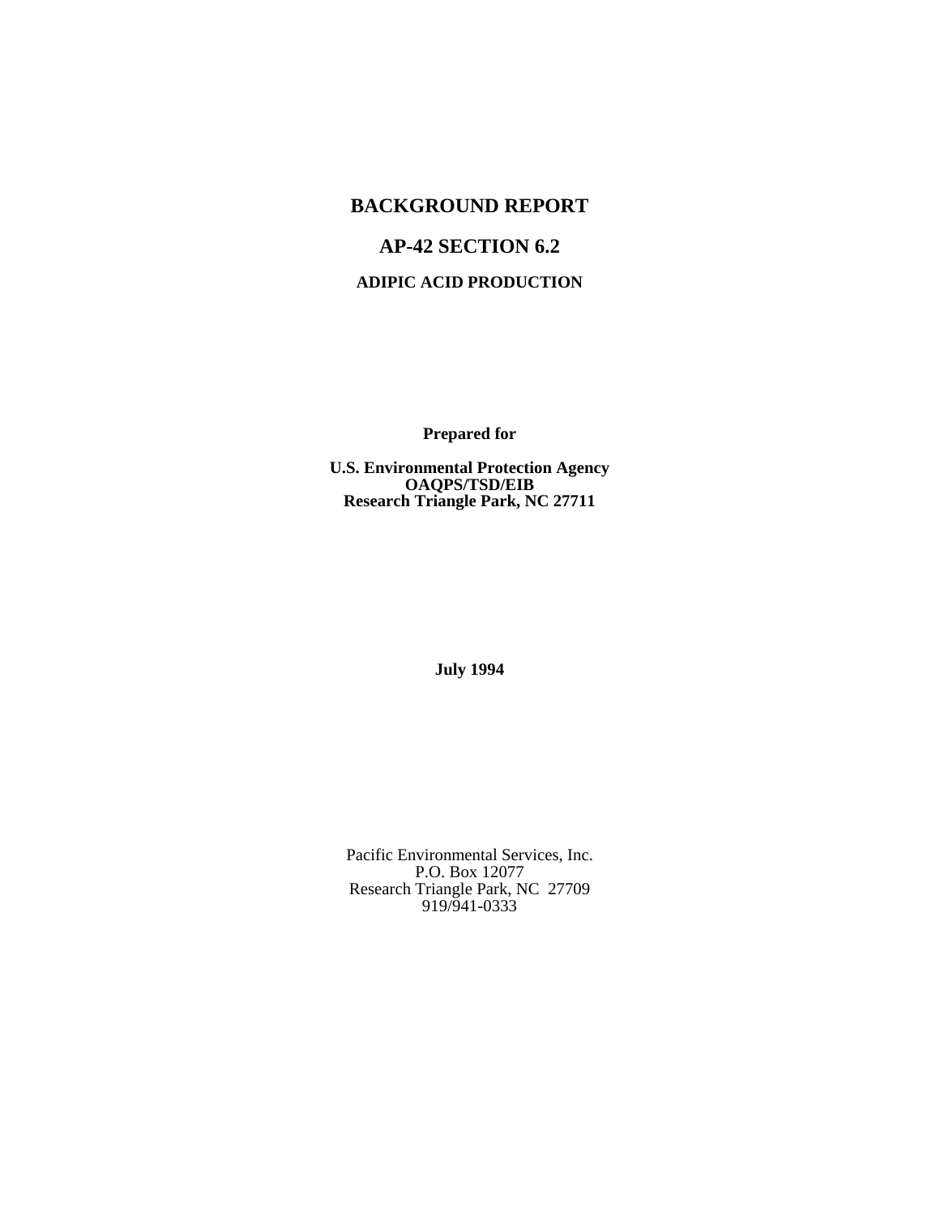# BACKGROUND REPORT

# AP-42 SECTION 6.2

## ADIPIC ACID PRODUCTION

**Prepared for**

**U.S. Environmental Protection Agency**
**OAQPS/TSD/EIB**
**Research Triangle Park, NC 27711**

**July 1994**

Pacific Environmental Services, Inc.
P.O. Box 12077
Research Triangle Park, NC 27709
919/941-0333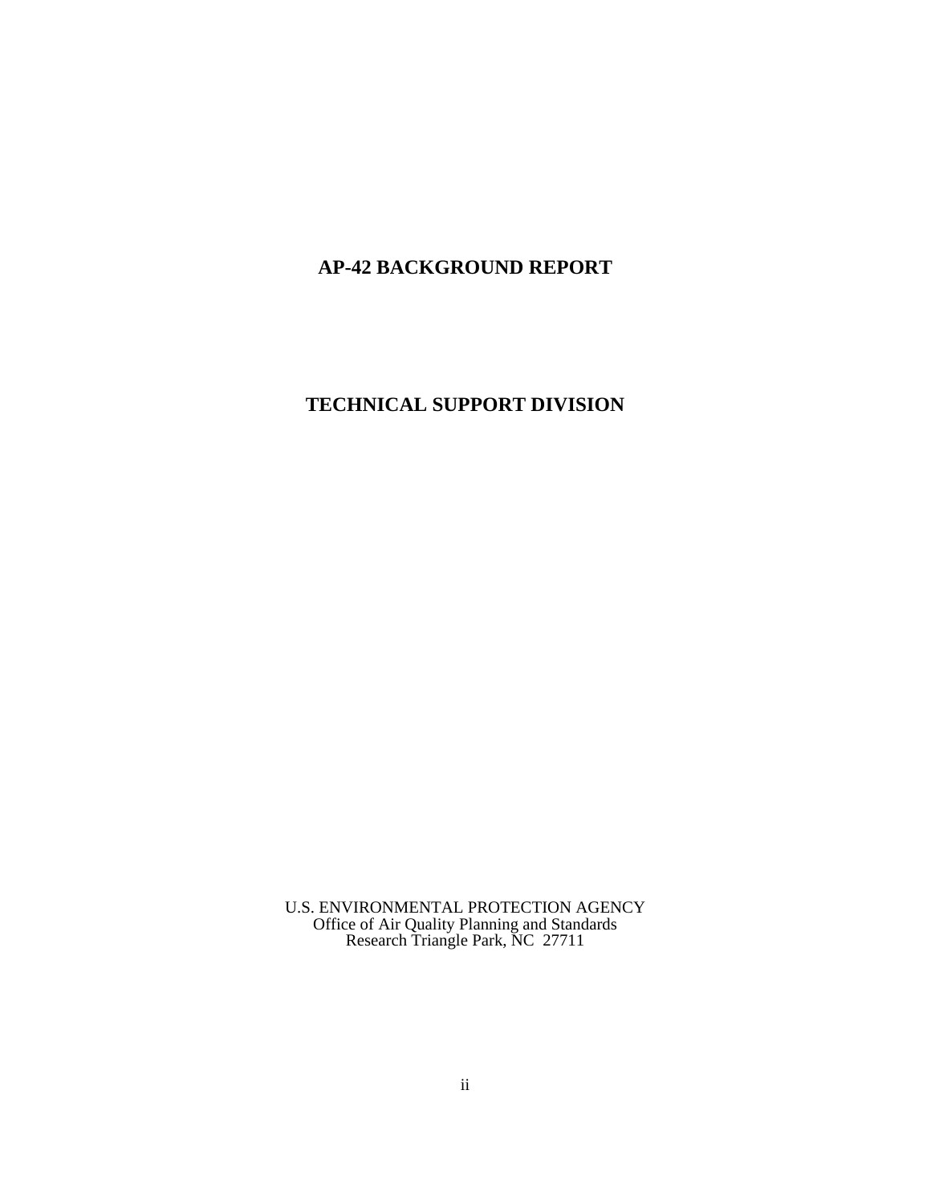# AP-42 BACKGROUND REPORT

# TECHNICAL SUPPORT DIVISION

U.S. ENVIRONMENTAL PROTECTION AGENCY
Office of Air Quality Planning and Standards
Research Triangle Park, NC 27711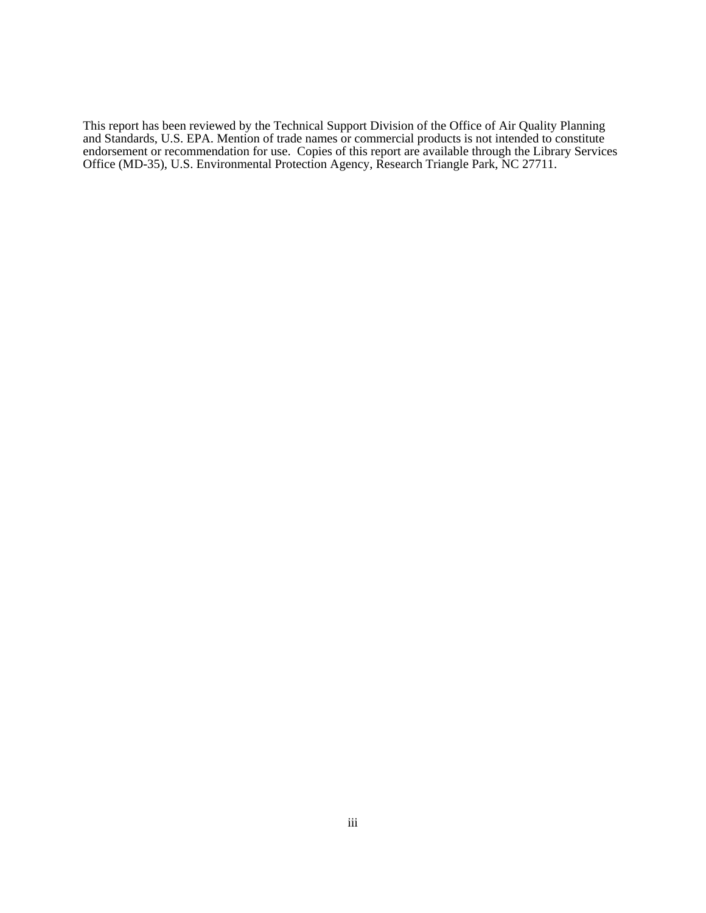This report has been reviewed by the Technical Support Division of the Office of Air Quality Planning and Standards, U.S. EPA. Mention of trade names or commercial products is not intended to constitute endorsement or recommendation for use. Copies of this report are available through the Library Services Office (MD-35), U.S. Environmental Protection Agency, Research Triangle Park, NC 27711.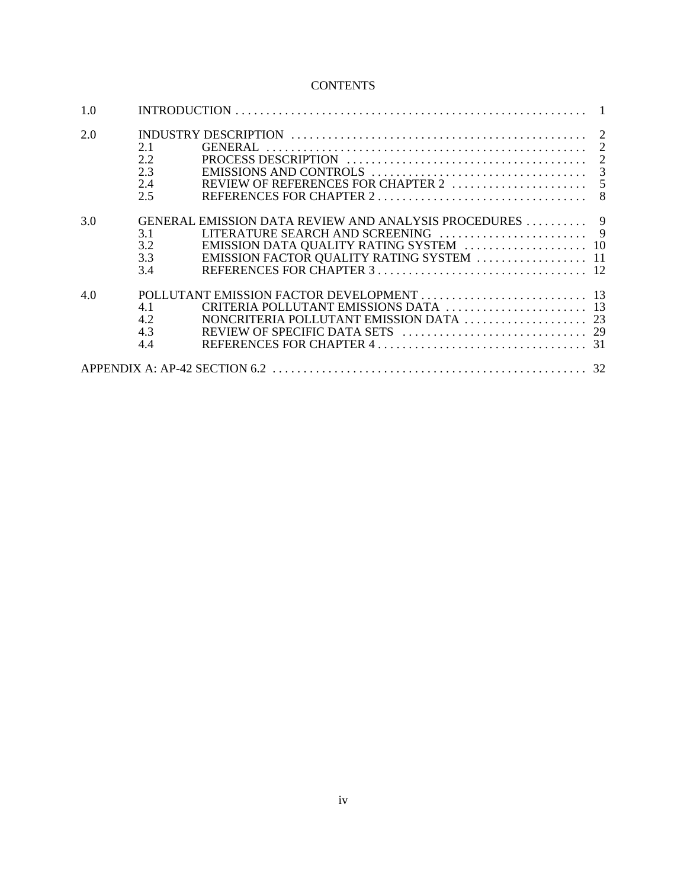# CONTENTS

| | | | |
|---|---|---|---|
| 1.0 | INTRODUCTION | | 1 |
| 2.0 | INDUSTRY DESCRIPTION | | 2 |
| | 2.1 | GENERAL | 2 |
| | 2.2 | PROCESS DESCRIPTION | 2 |
| | 2.3 | EMISSIONS AND CONTROLS | 3 |
| | 2.4 | REVIEW OF REFERENCES FOR CHAPTER 2 | 5 |
| | 2.5 | REFERENCES FOR CHAPTER 2 | 8 |
| 3.0 | GENERAL EMISSION DATA REVIEW AND ANALYSIS PROCEDURES | | 9 |
| | 3.1 | LITERATURE SEARCH AND SCREENING | 9 |
| | 3.2 | EMISSION DATA QUALITY RATING SYSTEM | 10 |
| | 3.3 | EMISSION FACTOR QUALITY RATING SYSTEM | 11 |
| | 3.4 | REFERENCES FOR CHAPTER 3 | 12 |
| 4.0 | POLLUTANT EMISSION FACTOR DEVELOPMENT | | 13 |
| | 4.1 | CRITERIA POLLUTANT EMISSIONS DATA | 13 |
| | 4.2 | NONCRITERIA POLLUTANT EMISSION DATA | 23 |
| | 4.3 | REVIEW OF SPECIFIC DATA SETS | 29 |
| | 4.4 | REFERENCES FOR CHAPTER 4 | 31 |
| APPENDIX A: AP-42 SECTION 6.2 | | | 32 |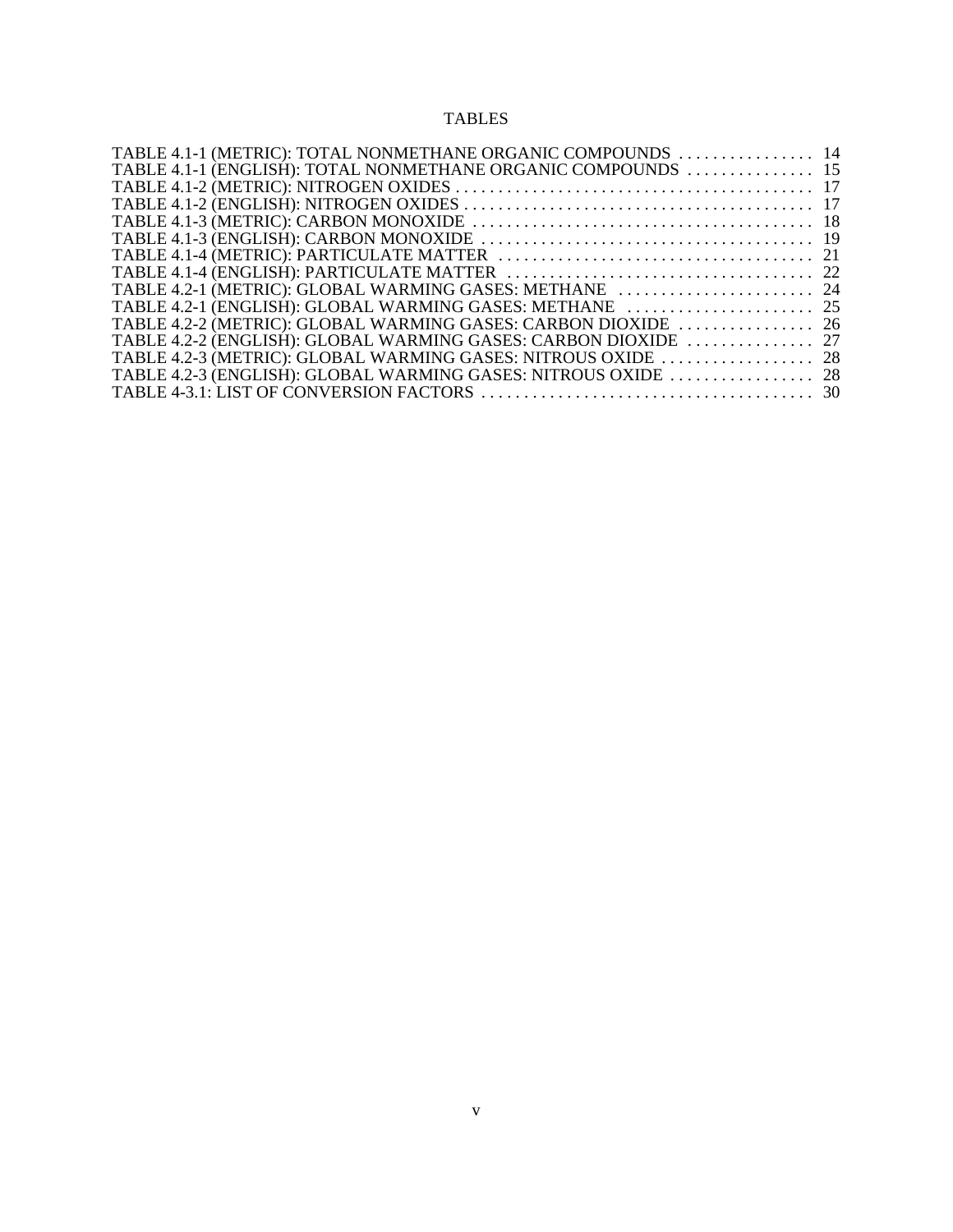# TABLES

TABLE 4.1-1 (METRIC): TOTAL NONMETHANE ORGANIC COMPOUNDS . . . . . . . . . . . . . . . . 14
TABLE 4.1-1 (ENGLISH): TOTAL NONMETHANE ORGANIC COMPOUNDS . . . . . . . . . . . . . . . 15
TABLE 4.1-2 (METRIC): NITROGEN OXIDES . . . . . . . . . . . . . . . . . . . . . . . . . . . . . . . . . . . . . . . . . . 17
TABLE 4.1-2 (ENGLISH): NITROGEN OXIDES . . . . . . . . . . . . . . . . . . . . . . . . . . . . . . . . . . . . . . . . . 17
TABLE 4.1-3 (METRIC): CARBON MONOXIDE . . . . . . . . . . . . . . . . . . . . . . . . . . . . . . . . . . . . . . . . 18
TABLE 4.1-3 (ENGLISH): CARBON MONOXIDE . . . . . . . . . . . . . . . . . . . . . . . . . . . . . . . . . . . . . . . 19
TABLE 4.1-4 (METRIC): PARTICULATE MATTER . . . . . . . . . . . . . . . . . . . . . . . . . . . . . . . . . . . . . 21
TABLE 4.1-4 (ENGLISH): PARTICULATE MATTER . . . . . . . . . . . . . . . . . . . . . . . . . . . . . . . . . . . . 22
TABLE 4.2-1 (METRIC): GLOBAL WARMING GASES: METHANE . . . . . . . . . . . . . . . . . . . . . . . 24
TABLE 4.2-1 (ENGLISH): GLOBAL WARMING GASES: METHANE . . . . . . . . . . . . . . . . . . . . . . 25
TABLE 4.2-2 (METRIC): GLOBAL WARMING GASES: CARBON DIOXIDE . . . . . . . . . . . . . . . . 26
TABLE 4.2-2 (ENGLISH): GLOBAL WARMING GASES: CARBON DIOXIDE . . . . . . . . . . . . . . . 27
TABLE 4.2-3 (METRIC): GLOBAL WARMING GASES: NITROUS OXIDE . . . . . . . . . . . . . . . . . . 28
TABLE 4.2-3 (ENGLISH): GLOBAL WARMING GASES: NITROUS OXIDE . . . . . . . . . . . . . . . . . 28
TABLE 4-3.1: LIST OF CONVERSION FACTORS . . . . . . . . . . . . . . . . . . . . . . . . . . . . . . . . . . . . . . . 30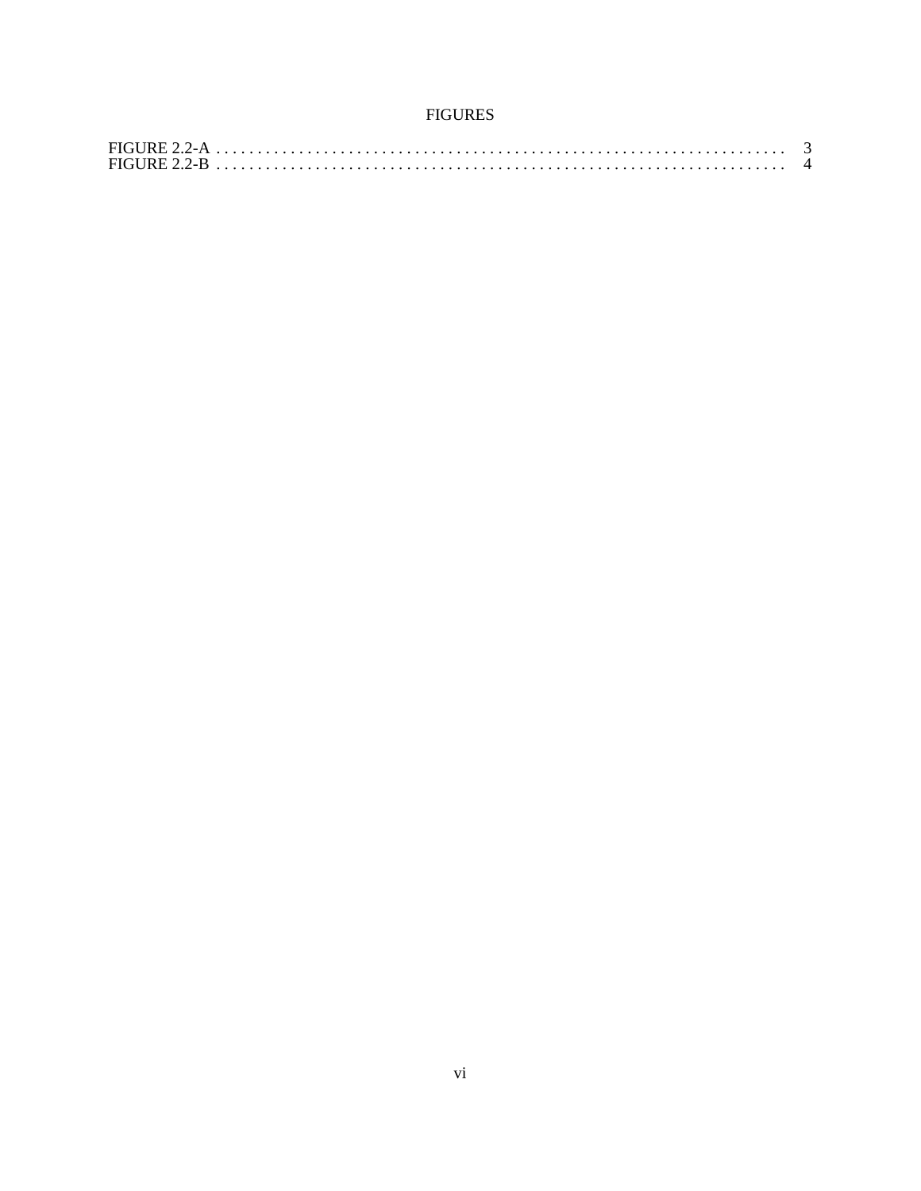# FIGURES

FIGURE 2.2-A . . . . . . . . . . . . . . . . . . . . . . . . . . . . . . . . . . . . . . . . . . . . . . . . . . . . . . . . . . . . . . . . . 3
FIGURE 2.2-B . . . . . . . . . . . . . . . . . . . . . . . . . . . . . . . . . . . . . . . . . . . . . . . . . . . . . . . . . . . . . . . . . 4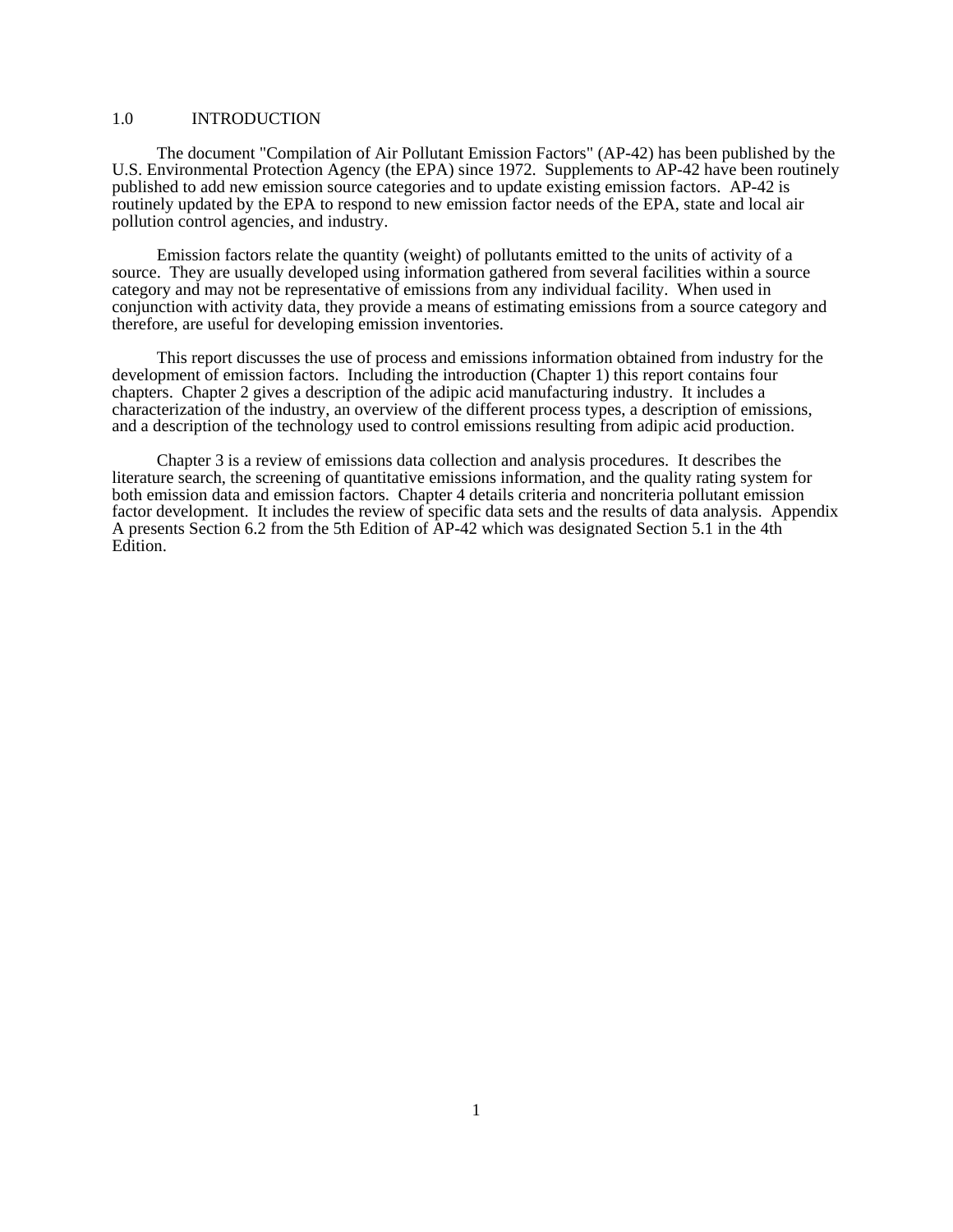# 1.0 INTRODUCTION

The document "Compilation of Air Pollutant Emission Factors" (AP-42) has been published by the U.S. Environmental Protection Agency (the EPA) since 1972. Supplements to AP-42 have been routinely published to add new emission source categories and to update existing emission factors. AP-42 is routinely updated by the EPA to respond to new emission factor needs of the EPA, state and local air pollution control agencies, and industry.

Emission factors relate the quantity (weight) of pollutants emitted to the units of activity of a source. They are usually developed using information gathered from several facilities within a source category and may not be representative of emissions from any individual facility. When used in conjunction with activity data, they provide a means of estimating emissions from a source category and therefore, are useful for developing emission inventories.

This report discusses the use of process and emissions information obtained from industry for the development of emission factors. Including the introduction (Chapter 1) this report contains four chapters. Chapter 2 gives a description of the adipic acid manufacturing industry. It includes a characterization of the industry, an overview of the different process types, a description of emissions, and a description of the technology used to control emissions resulting from adipic acid production.

Chapter 3 is a review of emissions data collection and analysis procedures. It describes the literature search, the screening of quantitative emissions information, and the quality rating system for both emission data and emission factors. Chapter 4 details criteria and noncriteria pollutant emission factor development. It includes the review of specific data sets and the results of data analysis. Appendix A presents Section 6.2 from the 5th Edition of AP-42 which was designated Section 5.1 in the 4th Edition.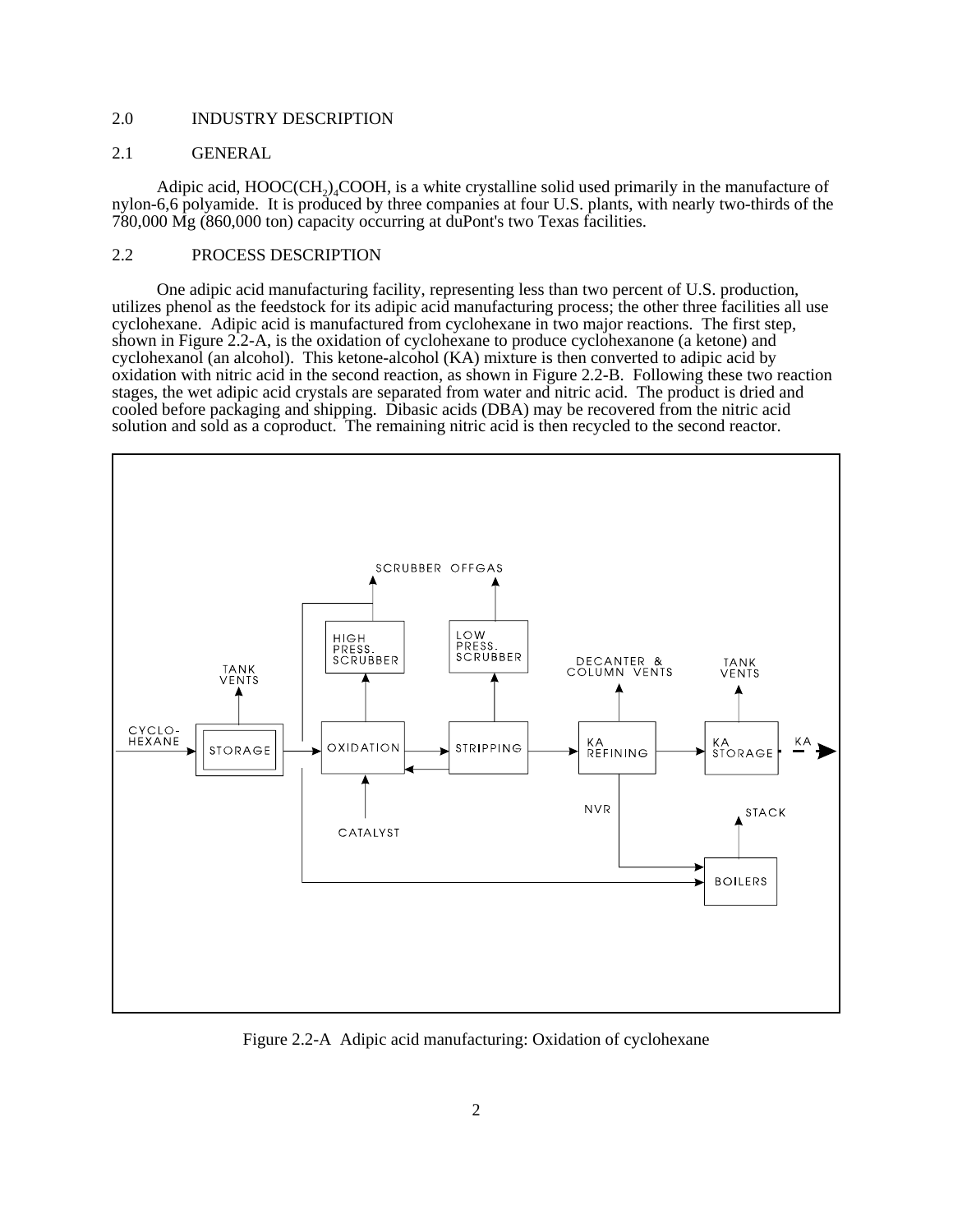## 2.0 INDUSTRY DESCRIPTION

### 2.1 GENERAL

Adipic acid, $HOOC(CH_2)_4COOH$, is a white crystalline solid used primarily in the manufacture of nylon-6,6 polyamide. It is produced by three companies at four U.S. plants, with nearly two-thirds of the 780,000 Mg (860,000 ton) capacity occurring at duPont's two Texas facilities.

### 2.2 PROCESS DESCRIPTION

One adipic acid manufacturing facility, representing less than two percent of U.S. production, utilizes phenol as the feedstock for its adipic acid manufacturing process; the other three facilities all use cyclohexane. Adipic acid is manufactured from cyclohexane in two major reactions. The first step, shown in Figure 2.2-A, is the oxidation of cyclohexane to produce cyclohexanone (a ketone) and cyclohexanol (an alcohol). This ketone-alcohol (KA) mixture is then converted to adipic acid by oxidation with nitric acid in the second reaction, as shown in Figure 2.2-B. Following these two reaction stages, the wet adipic acid crystals are separated from water and nitric acid. The product is dried and cooled before packaging and shipping. Dibasic acids (DBA) may be recovered from the nitric acid solution and sold as a coproduct. The remaining nitric acid is then recycled to the second reactor.

Figure 2.2-A Adipic acid manufacturing: Oxidation of cyclohexane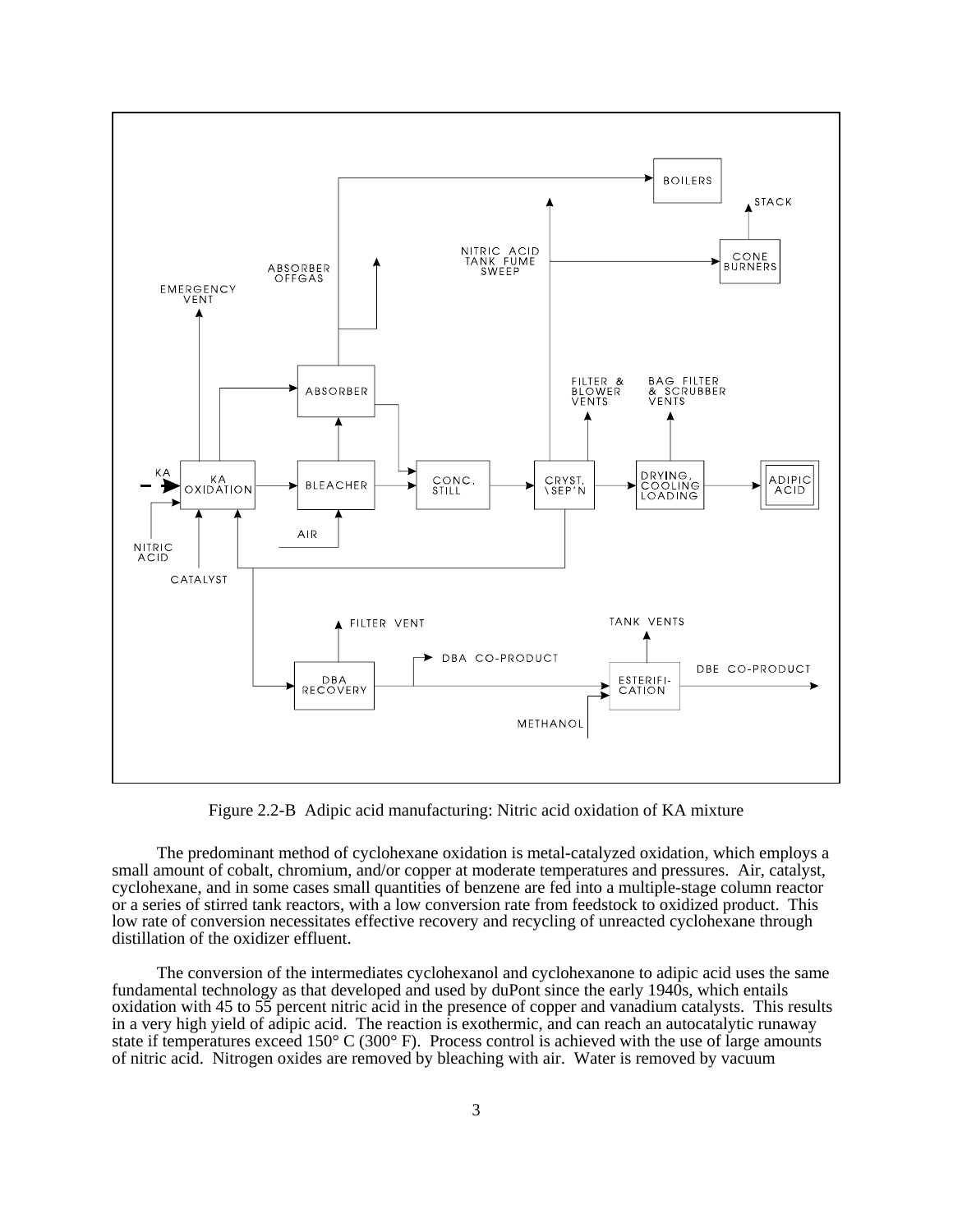Figure 2.2-B Adipic acid manufacturing: Nitric acid oxidation of KA mixture

The predominant method of cyclohexane oxidation is metal-catalyzed oxidation, which employs a small amount of cobalt, chromium, and/or copper at moderate temperatures and pressures. Air, catalyst, cyclohexane, and in some cases small quantities of benzene are fed into a multiple-stage column reactor or a series of stirred tank reactors, with a low conversion rate from feedstock to oxidized product. This low rate of conversion necessitates effective recovery and recycling of unreacted cyclohexane through distillation of the oxidizer effluent.

The conversion of the intermediates cyclohexanol and cyclohexanone to adipic acid uses the same fundamental technology as that developed and used by duPont since the early 1940s, which entails oxidation with 45 to 55 percent nitric acid in the presence of copper and vanadium catalysts. This results in a very high yield of adipic acid. The reaction is exothermic, and can reach an autocatalytic runaway state if temperatures exceed 150° C (300° F). Process control is achieved with the use of large amounts of nitric acid. Nitrogen oxides are removed by bleaching with air. Water is removed by vacuum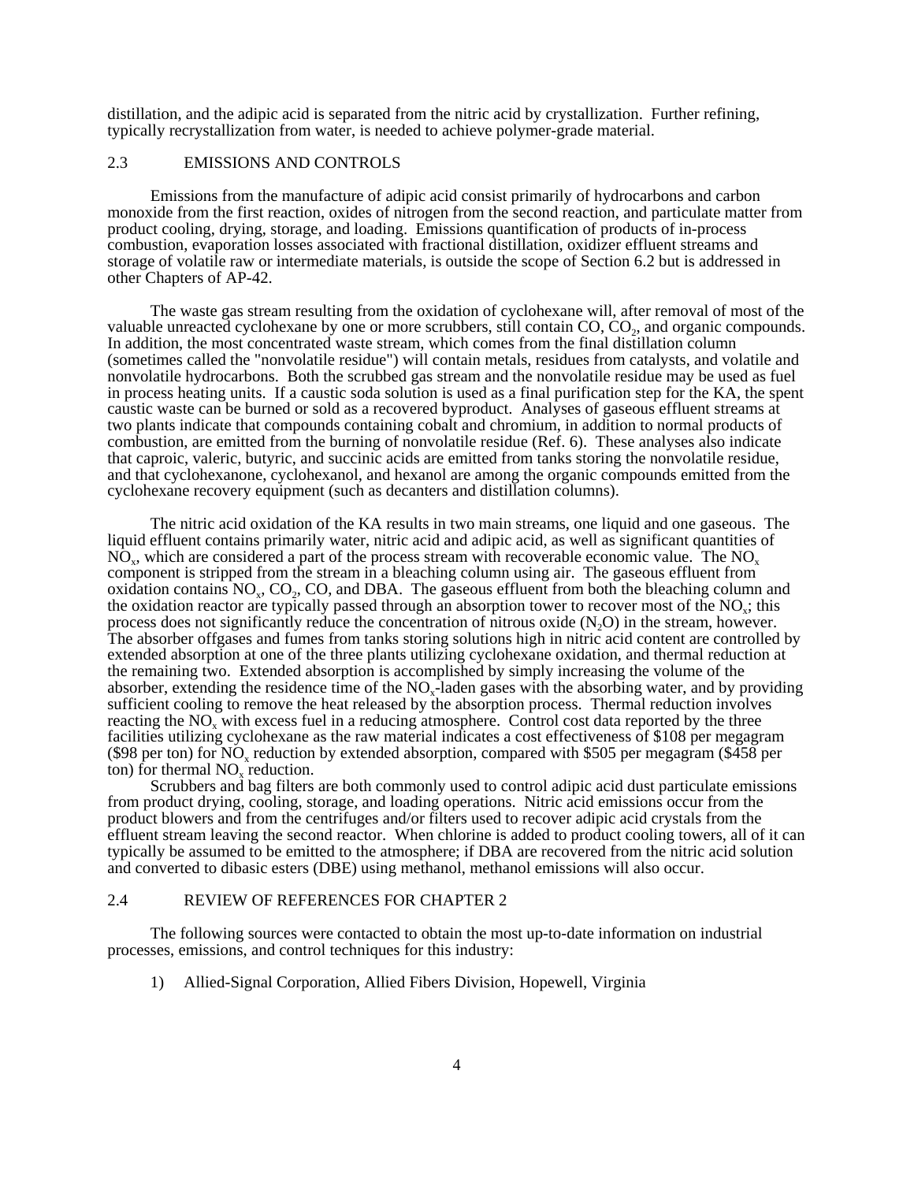distillation, and the adipic acid is separated from the nitric acid by crystallization. Further refining, typically recrystallization from water, is needed to achieve polymer-grade material.

## 2.3 EMISSIONS AND CONTROLS

Emissions from the manufacture of adipic acid consist primarily of hydrocarbons and carbon monoxide from the first reaction, oxides of nitrogen from the second reaction, and particulate matter from product cooling, drying, storage, and loading. Emissions quantification of products of in-process combustion, evaporation losses associated with fractional distillation, oxidizer effluent streams and storage of volatile raw or intermediate materials, is outside the scope of Section 6.2 but is addressed in other Chapters of AP-42.

The waste gas stream resulting from the oxidation of cyclohexane will, after removal of most of the valuable unreacted cyclohexane by one or more scrubbers, still contain CO, $CO_2$, and organic compounds. In addition, the most concentrated waste stream, which comes from the final distillation column (sometimes called the "nonvolatile residue") will contain metals, residues from catalysts, and volatile and nonvolatile hydrocarbons. Both the scrubbed gas stream and the nonvolatile residue may be used as fuel in process heating units. If a caustic soda solution is used as a final purification step for the KA, the spent caustic waste can be burned or sold as a recovered byproduct. Analyses of gaseous effluent streams at two plants indicate that compounds containing cobalt and chromium, in addition to normal products of combustion, are emitted from the burning of nonvolatile residue (Ref. 6). These analyses also indicate that caproic, valeric, butyric, and succinic acids are emitted from tanks storing the nonvolatile residue, and that cyclohexanone, cyclohexanol, and hexanol are among the organic compounds emitted from the cyclohexane recovery equipment (such as decanters and distillation columns).

The nitric acid oxidation of the KA results in two main streams, one liquid and one gaseous. The liquid effluent contains primarily water, nitric acid and adipic acid, as well as significant quantities of $NO_x$, which are considered a part of the process stream with recoverable economic value. The $NO_x$ component is stripped from the stream in a bleaching column using air. The gaseous effluent from oxidation contains $NO_x$, $CO_2$, CO, and DBA. The gaseous effluent from both the bleaching column and the oxidation reactor are typically passed through an absorption tower to recover most of the $NO_x$; this process does not significantly reduce the concentration of nitrous oxide ($N_2O$) in the stream, however. The absorber offgases and fumes from tanks storing solutions high in nitric acid content are controlled by extended absorption at one of the three plants utilizing cyclohexane oxidation, and thermal reduction at the remaining two. Extended absorption is accomplished by simply increasing the volume of the absorber, extending the residence time of the $NO_x$-laden gases with the absorbing water, and by providing sufficient cooling to remove the heat released by the absorption process. Thermal reduction involves reacting the $NO_x$ with excess fuel in a reducing atmosphere. Control cost data reported by the three facilities utilizing cyclohexane as the raw material indicates a cost effectiveness of \$108 per megagram (\$98 per ton) for $NO_x$ reduction by extended absorption, compared with \$505 per megagram (\$458 per ton) for thermal $NO_x$ reduction.

Scrubbers and bag filters are both commonly used to control adipic acid dust particulate emissions from product drying, cooling, storage, and loading operations. Nitric acid emissions occur from the product blowers and from the centrifuges and/or filters used to recover adipic acid crystals from the effluent stream leaving the second reactor. When chlorine is added to product cooling towers, all of it can typically be assumed to be emitted to the atmosphere; if DBA are recovered from the nitric acid solution and converted to dibasic esters (DBE) using methanol, methanol emissions will also occur.

## 2.4 REVIEW OF REFERENCES FOR CHAPTER 2

The following sources were contacted to obtain the most up-to-date information on industrial processes, emissions, and control techniques for this industry:

1) Allied-Signal Corporation, Allied Fibers Division, Hopewell, Virginia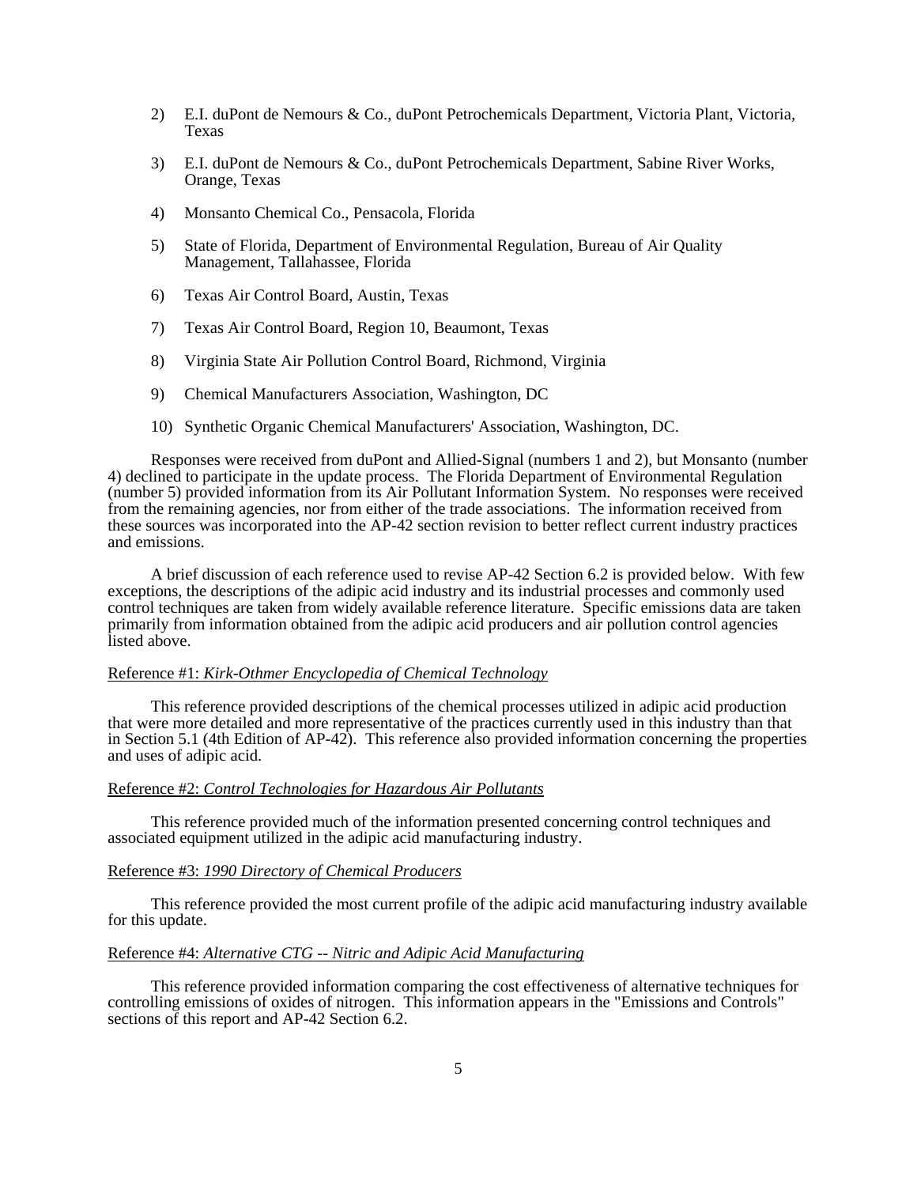2) E.I. duPont de Nemours & Co., duPont Petrochemicals Department, Victoria Plant, Victoria, Texas

3) E.I. duPont de Nemours & Co., duPont Petrochemicals Department, Sabine River Works, Orange, Texas

4) Monsanto Chemical Co., Pensacola, Florida

5) State of Florida, Department of Environmental Regulation, Bureau of Air Quality Management, Tallahassee, Florida

6) Texas Air Control Board, Austin, Texas

7) Texas Air Control Board, Region 10, Beaumont, Texas

8) Virginia State Air Pollution Control Board, Richmond, Virginia

9) Chemical Manufacturers Association, Washington, DC

10) Synthetic Organic Chemical Manufacturers' Association, Washington, DC.

Responses were received from duPont and Allied-Signal (numbers 1 and 2), but Monsanto (number 4) declined to participate in the update process. The Florida Department of Environmental Regulation (number 5) provided information from its Air Pollutant Information System. No responses were received from the remaining agencies, nor from either of the trade associations. The information received from these sources was incorporated into the AP-42 section revision to better reflect current industry practices and emissions.

A brief discussion of each reference used to revise AP-42 Section 6.2 is provided below. With few exceptions, the descriptions of the adipic acid industry and its industrial processes and commonly used control techniques are taken from widely available reference literature. Specific emissions data are taken primarily from information obtained from the adipic acid producers and air pollution control agencies listed above.

Reference #1: *Kirk-Othmer Encyclopedia of Chemical Technology*

This reference provided descriptions of the chemical processes utilized in adipic acid production that were more detailed and more representative of the practices currently used in this industry than that in Section 5.1 (4th Edition of AP-42). This reference also provided information concerning the properties and uses of adipic acid.

Reference #2: *Control Technologies for Hazardous Air Pollutants*

This reference provided much of the information presented concerning control techniques and associated equipment utilized in the adipic acid manufacturing industry.

Reference #3: *1990 Directory of Chemical Producers*

This reference provided the most current profile of the adipic acid manufacturing industry available for this update.

Reference #4: *Alternative CTG -- Nitric and Adipic Acid Manufacturing*

This reference provided information comparing the cost effectiveness of alternative techniques for controlling emissions of oxides of nitrogen. This information appears in the "Emissions and Controls" sections of this report and AP-42 Section 6.2.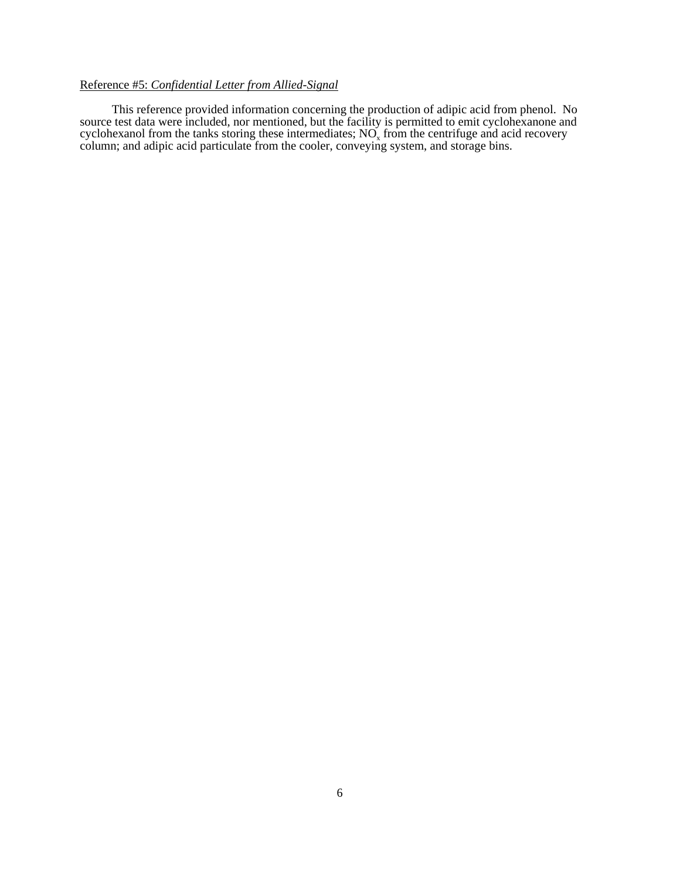Reference #5: *Confidential Letter from Allied-Signal*

This reference provided information concerning the production of adipic acid from phenol. No source test data were included, nor mentioned, but the facility is permitted to emit cyclohexanone and cyclohexanol from the tanks storing these intermediates; $NO_x$ from the centrifuge and acid recovery column; and adipic acid particulate from the cooler, conveying system, and storage bins.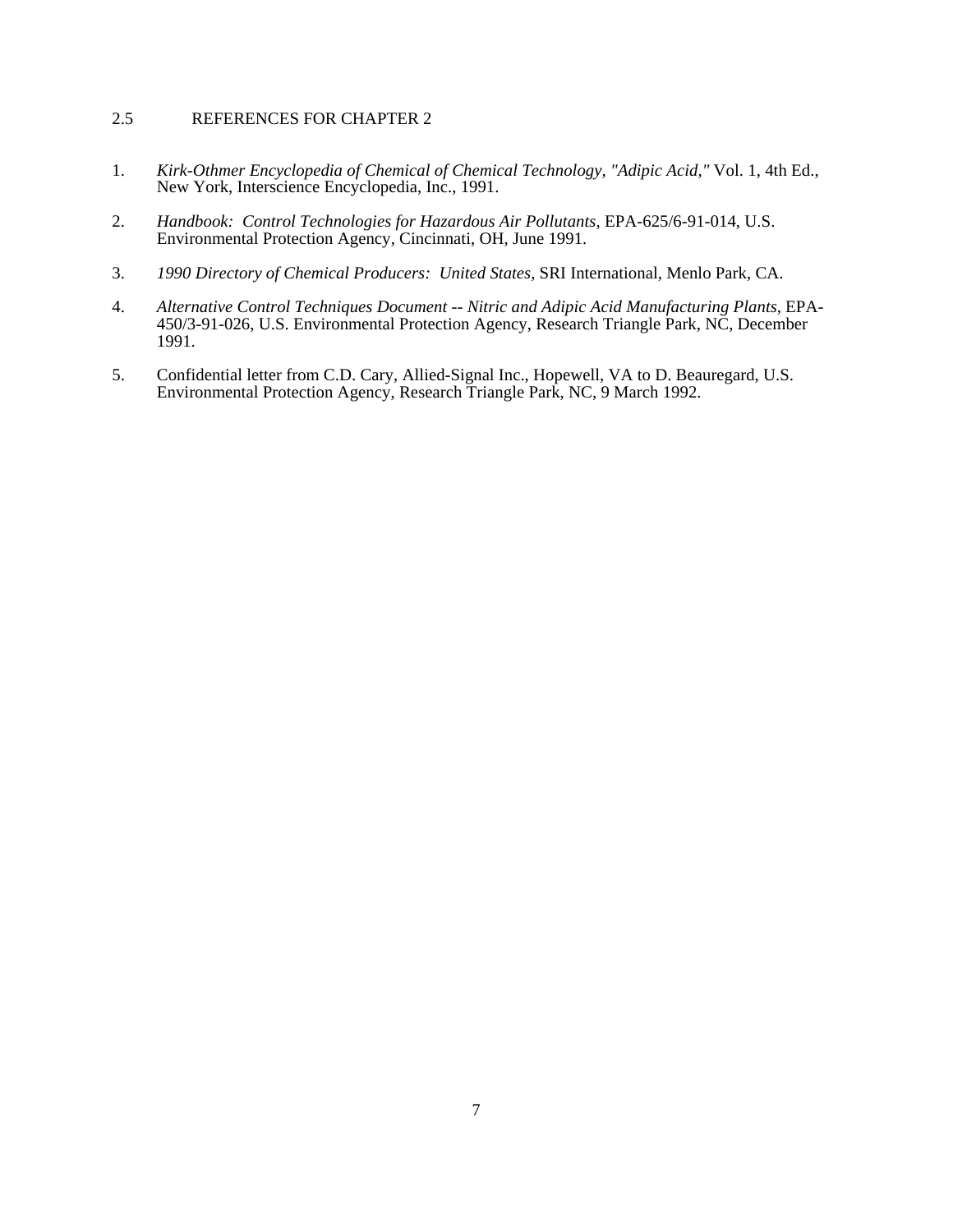## 2.5 REFERENCES FOR CHAPTER 2

1. *Kirk-Othmer Encyclopedia of Chemical of Chemical Technology, "Adipic Acid,"* Vol. 1, 4th Ed., New York, Interscience Encyclopedia, Inc., 1991.

2. *Handbook: Control Technologies for Hazardous Air Pollutants*, EPA-625/6-91-014, U.S. Environmental Protection Agency, Cincinnati, OH, June 1991.

3. *1990 Directory of Chemical Producers: United States*, SRI International, Menlo Park, CA.

4. *Alternative Control Techniques Document -- Nitric and Adipic Acid Manufacturing Plants*, EPA-450/3-91-026, U.S. Environmental Protection Agency, Research Triangle Park, NC, December 1991.

5. Confidential letter from C.D. Cary, Allied-Signal Inc., Hopewell, VA to D. Beauregard, U.S. Environmental Protection Agency, Research Triangle Park, NC, 9 March 1992.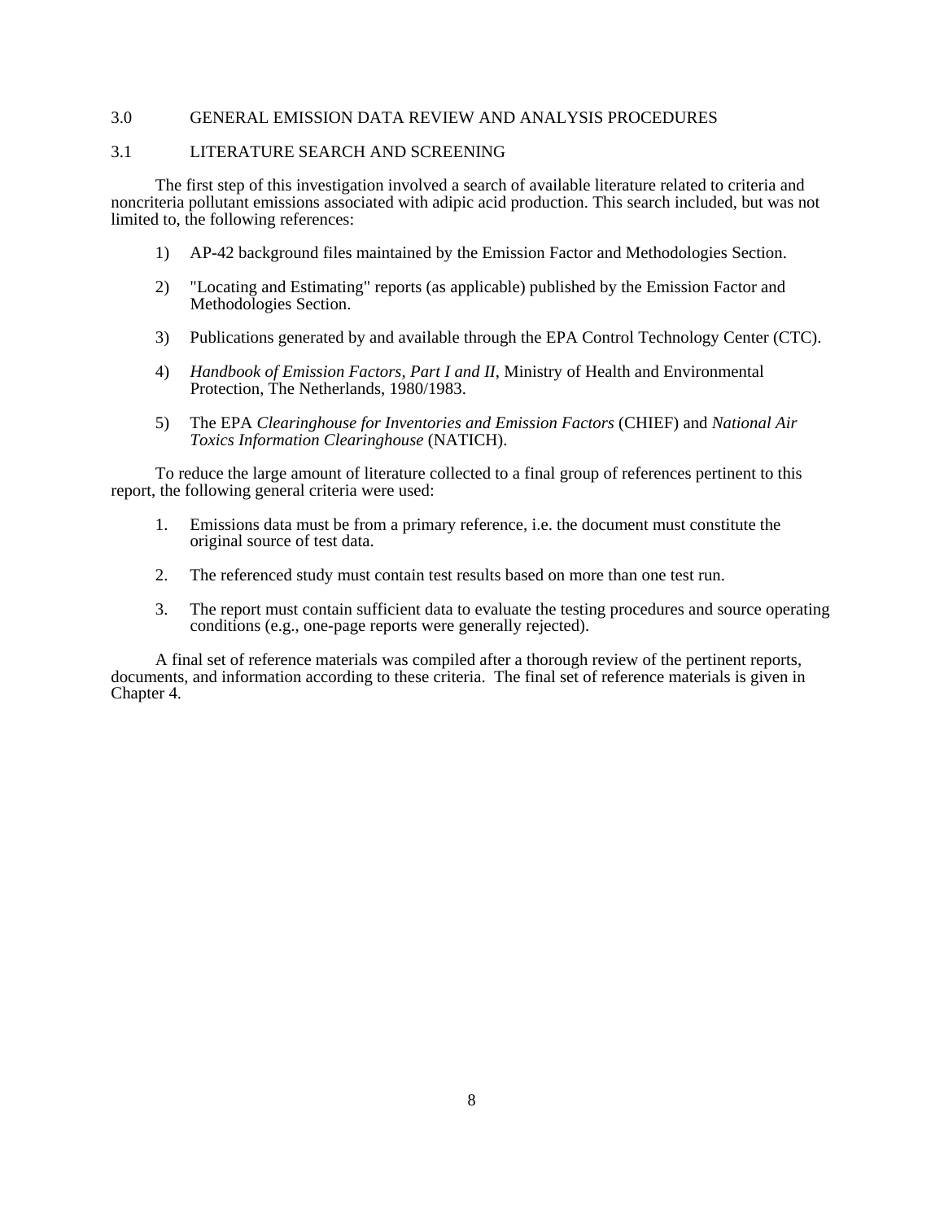## 3.0 GENERAL EMISSION DATA REVIEW AND ANALYSIS PROCEDURES

### 3.1 LITERATURE SEARCH AND SCREENING

The first step of this investigation involved a search of available literature related to criteria and noncriteria pollutant emissions associated with adipic acid production. This search included, but was not limited to, the following references:

1) AP-42 background files maintained by the Emission Factor and Methodologies Section.

2) "Locating and Estimating" reports (as applicable) published by the Emission Factor and Methodologies Section.

3) Publications generated by and available through the EPA Control Technology Center (CTC).

4) *Handbook of Emission Factors, Part I and II*, Ministry of Health and Environmental Protection, The Netherlands, 1980/1983.

5) The EPA *Clearinghouse for Inventories and Emission Factors* (CHIEF) and *National Air Toxics Information Clearinghouse* (NATICH).

To reduce the large amount of literature collected to a final group of references pertinent to this report, the following general criteria were used:

1. Emissions data must be from a primary reference, i.e. the document must constitute the original source of test data.

2. The referenced study must contain test results based on more than one test run.

3. The report must contain sufficient data to evaluate the testing procedures and source operating conditions (e.g., one-page reports were generally rejected).

A final set of reference materials was compiled after a thorough review of the pertinent reports, documents, and information according to these criteria. The final set of reference materials is given in Chapter 4.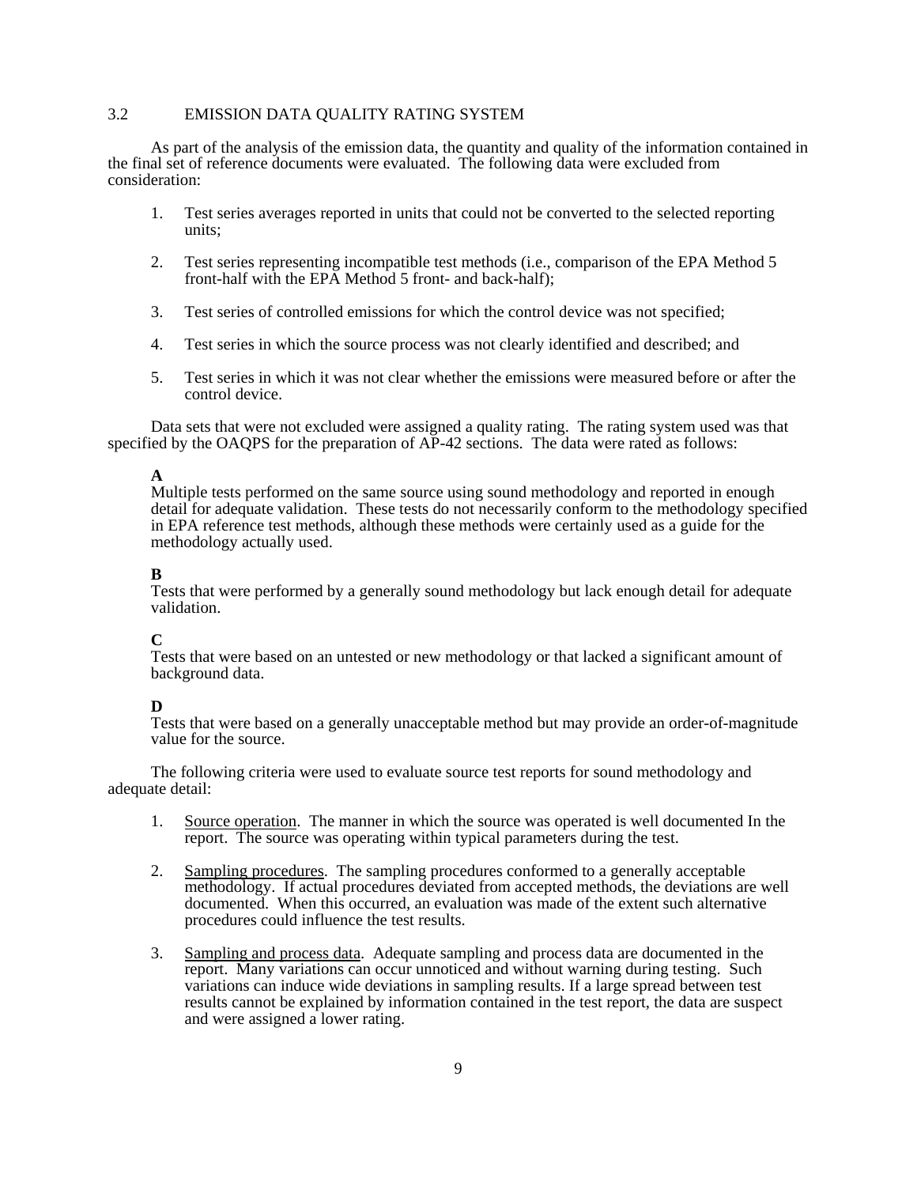## 3.2 EMISSION DATA QUALITY RATING SYSTEM

As part of the analysis of the emission data, the quantity and quality of the information contained in the final set of reference documents were evaluated. The following data were excluded from consideration:

1. Test series averages reported in units that could not be converted to the selected reporting units;

2. Test series representing incompatible test methods (i.e., comparison of the EPA Method 5 front-half with the EPA Method 5 front- and back-half);

3. Test series of controlled emissions for which the control device was not specified;

4. Test series in which the source process was not clearly identified and described; and

5. Test series in which it was not clear whether the emissions were measured before or after the control device.

Data sets that were not excluded were assigned a quality rating. The rating system used was that specified by the OAQPS for the preparation of AP-42 sections. The data were rated as follows:

**A**
Multiple tests performed on the same source using sound methodology and reported in enough detail for adequate validation. These tests do not necessarily conform to the methodology specified in EPA reference test methods, although these methods were certainly used as a guide for the methodology actually used.

**B**
Tests that were performed by a generally sound methodology but lack enough detail for adequate validation.

**C**
Tests that were based on an untested or new methodology or that lacked a significant amount of background data.

**D**
Tests that were based on a generally unacceptable method but may provide an order-of-magnitude value for the source.

The following criteria were used to evaluate source test reports for sound methodology and adequate detail:

1. Source operation. The manner in which the source was operated is well documented In the report. The source was operating within typical parameters during the test.

2. Sampling procedures. The sampling procedures conformed to a generally acceptable methodology. If actual procedures deviated from accepted methods, the deviations are well documented. When this occurred, an evaluation was made of the extent such alternative procedures could influence the test results.

3. Sampling and process data. Adequate sampling and process data are documented in the report. Many variations can occur unnoticed and without warning during testing. Such variations can induce wide deviations in sampling results. If a large spread between test results cannot be explained by information contained in the test report, the data are suspect and were assigned a lower rating.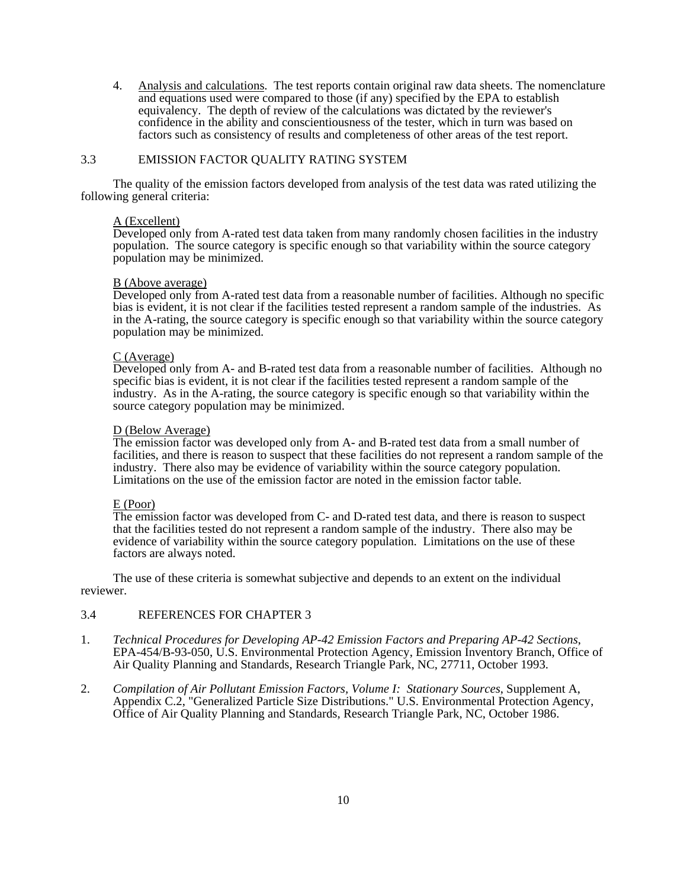4. <u>Analysis and calculations</u>. The test reports contain original raw data sheets. The nomenclature and equations used were compared to those (if any) specified by the EPA to establish equivalency. The depth of review of the calculations was dictated by the reviewer's confidence in the ability and conscientiousness of the tester, which in turn was based on factors such as consistency of results and completeness of other areas of the test report.

## 3.3 EMISSION FACTOR QUALITY RATING SYSTEM

The quality of the emission factors developed from analysis of the test data was rated utilizing the following general criteria:

<u>A (Excellent)</u>
Developed only from A-rated test data taken from many randomly chosen facilities in the industry population. The source category is specific enough so that variability within the source category population may be minimized.

<u>B (Above average)</u>
Developed only from A-rated test data from a reasonable number of facilities. Although no specific bias is evident, it is not clear if the facilities tested represent a random sample of the industries. As in the A-rating, the source category is specific enough so that variability within the source category population may be minimized.

<u>C (Average)</u>
Developed only from A- and B-rated test data from a reasonable number of facilities. Although no specific bias is evident, it is not clear if the facilities tested represent a random sample of the industry. As in the A-rating, the source category is specific enough so that variability within the source category population may be minimized.

<u>D (Below Average)</u>
The emission factor was developed only from A- and B-rated test data from a small number of facilities, and there is reason to suspect that these facilities do not represent a random sample of the industry. There also may be evidence of variability within the source category population. Limitations on the use of the emission factor are noted in the emission factor table.

<u>E (Poor)</u>
The emission factor was developed from C- and D-rated test data, and there is reason to suspect that the facilities tested do not represent a random sample of the industry. There also may be evidence of variability within the source category population. Limitations on the use of these factors are always noted.

The use of these criteria is somewhat subjective and depends to an extent on the individual reviewer.

## 3.4 REFERENCES FOR CHAPTER 3

1. *Technical Procedures for Developing AP-42 Emission Factors and Preparing AP-42 Sections*, EPA-454/B-93-050, U.S. Environmental Protection Agency, Emission Inventory Branch, Office of Air Quality Planning and Standards, Research Triangle Park, NC, 27711, October 1993.

2. *Compilation of Air Pollutant Emission Factors, Volume I: Stationary Sources*, Supplement A, Appendix C.2, "Generalized Particle Size Distributions." U.S. Environmental Protection Agency, Office of Air Quality Planning and Standards, Research Triangle Park, NC, October 1986.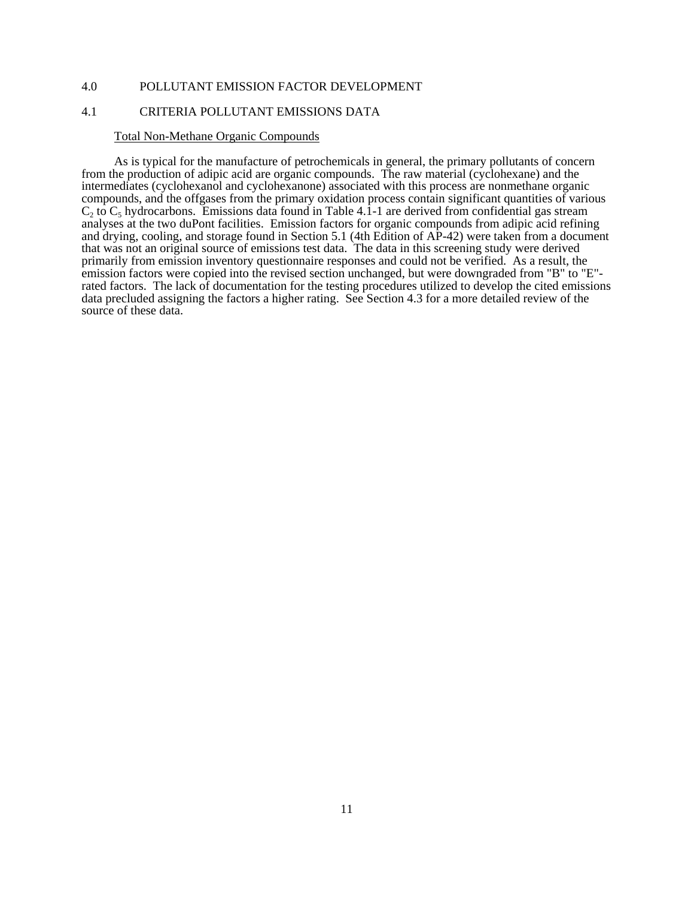## 4.0 POLLUTANT EMISSION FACTOR DEVELOPMENT

### 4.1 CRITERIA POLLUTANT EMISSIONS DATA

<u>Total Non-Methane Organic Compounds</u>

As is typical for the manufacture of petrochemicals in general, the primary pollutants of concern from the production of adipic acid are organic compounds. The raw material (cyclohexane) and the intermediates (cyclohexanol and cyclohexanone) associated with this process are nonmethane organic compounds, and the offgases from the primary oxidation process contain significant quantities of various $C_2$ to $C_5$ hydrocarbons. Emissions data found in Table 4.1-1 are derived from confidential gas stream analyses at the two duPont facilities. Emission factors for organic compounds from adipic acid refining and drying, cooling, and storage found in Section 5.1 (4th Edition of AP-42) were taken from a document that was not an original source of emissions test data. The data in this screening study were derived primarily from emission inventory questionnaire responses and could not be verified. As a result, the emission factors were copied into the revised section unchanged, but were downgraded from "B" to "E"-rated factors. The lack of documentation for the testing procedures utilized to develop the cited emissions data precluded assigning the factors a higher rating. See Section 4.3 for a more detailed review of the source of these data.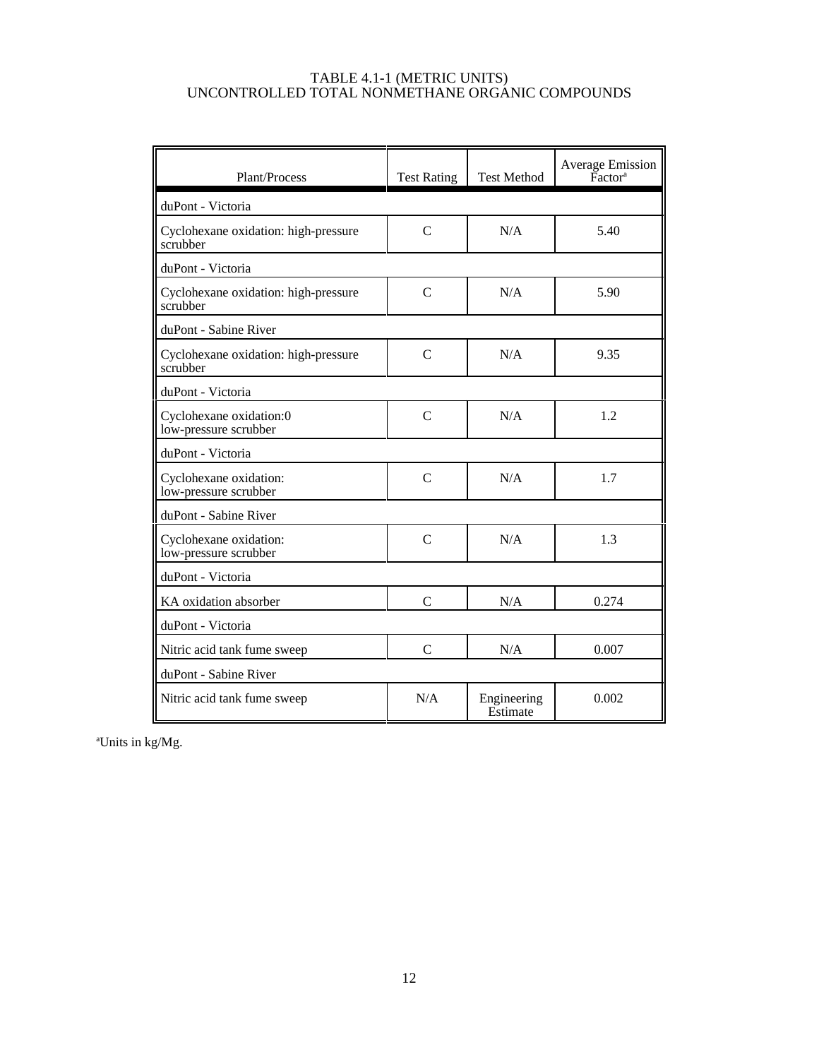TABLE 4.1-1 (METRIC UNITS)
UNCONTROLLED TOTAL NONMETHANE ORGANIC COMPOUNDS

| Plant/Process | Test Rating | Test Method | Average Emission Factor[a] |
|---|---|---|---|
| duPont - Victoria | | | |
| Cyclohexane oxidation: high-pressure scrubber | C | N/A | 5.40 |
| duPont - Victoria | | | |
| Cyclohexane oxidation: high-pressure scrubber | C | N/A | 5.90 |
| duPont - Sabine River | | | |
| Cyclohexane oxidation: high-pressure scrubber | C | N/A | 9.35 |
| duPont - Victoria | | | |
| Cyclohexane oxidation:0 low-pressure scrubber | C | N/A | 1.2 |
| duPont - Victoria | | | |
| Cyclohexane oxidation: low-pressure scrubber | C | N/A | 1.7 |
| duPont - Sabine River | | | |
| Cyclohexane oxidation: low-pressure scrubber | C | N/A | 1.3 |
| duPont - Victoria | | | |
| KA oxidation absorber | C | N/A | 0.274 |
| duPont - Victoria | | | |
| Nitric acid tank fume sweep | C | N/A | 0.007 |
| duPont - Sabine River | | | |
| Nitric acid tank fume sweep | N/A | Engineering Estimate | 0.002 |

[a]Units in kg/Mg.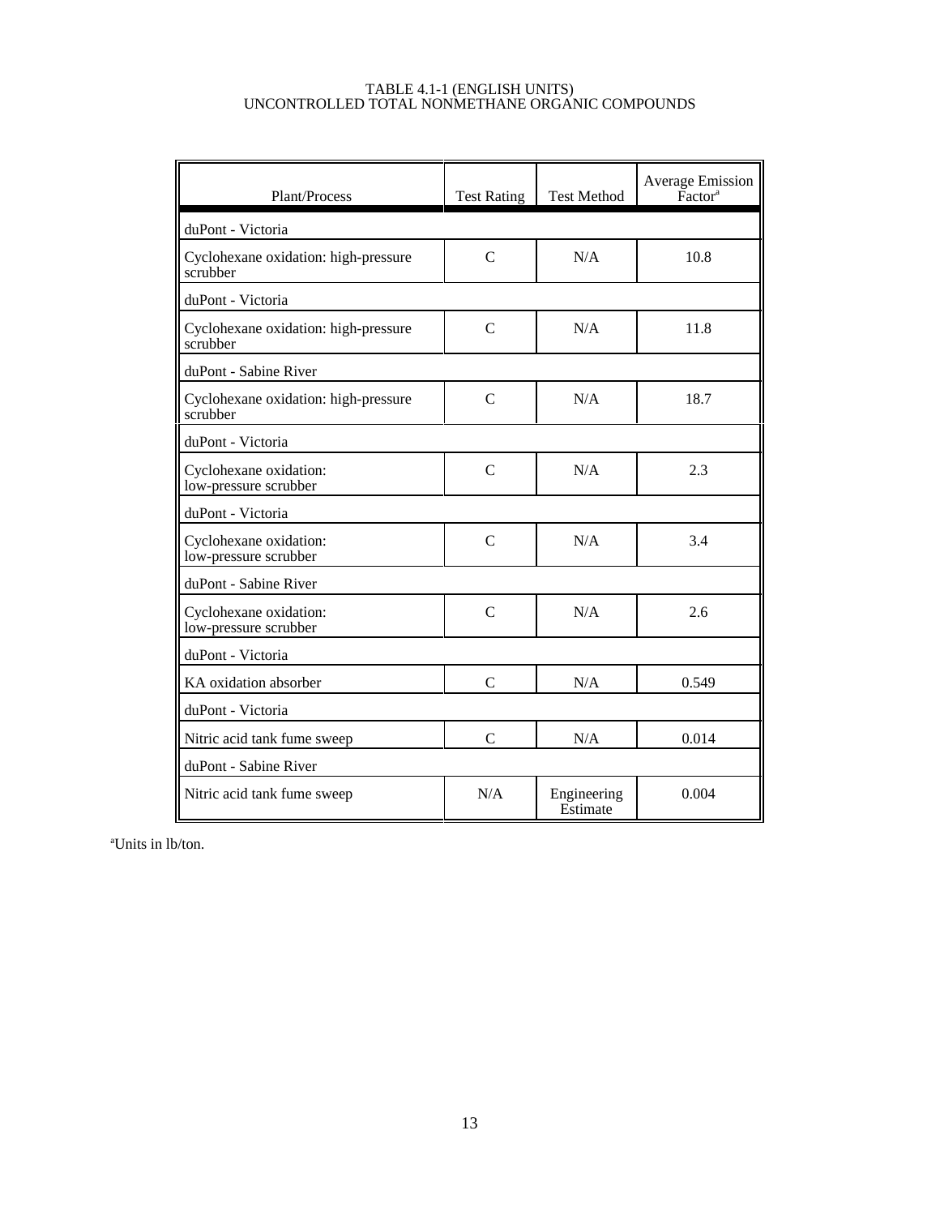TABLE 4.1-1 (ENGLISH UNITS)
UNCONTROLLED TOTAL NONMETHANE ORGANIC COMPOUNDS

| Plant/Process | Test Rating | Test Method | Average Emission Factor[a] |
|---|---|---|---|
| duPont - Victoria | | | |
| Cyclohexane oxidation: high-pressure scrubber | C | N/A | 10.8 |
| duPont - Victoria | | | |
| Cyclohexane oxidation: high-pressure scrubber | C | N/A | 11.8 |
| duPont - Sabine River | | | |
| Cyclohexane oxidation: high-pressure scrubber | C | N/A | 18.7 |
| duPont - Victoria | | | |
| Cyclohexane oxidation: low-pressure scrubber | C | N/A | 2.3 |
| duPont - Victoria | | | |
| Cyclohexane oxidation: low-pressure scrubber | C | N/A | 3.4 |
| duPont - Sabine River | | | |
| Cyclohexane oxidation: low-pressure scrubber | C | N/A | 2.6 |
| duPont - Victoria | | | |
| KA oxidation absorber | C | N/A | 0.549 |
| duPont - Victoria | | | |
| Nitric acid tank fume sweep | C | N/A | 0.014 |
| duPont - Sabine River | | | |
| Nitric acid tank fume sweep | N/A | Engineering Estimate | 0.004 |

[a]Units in lb/ton.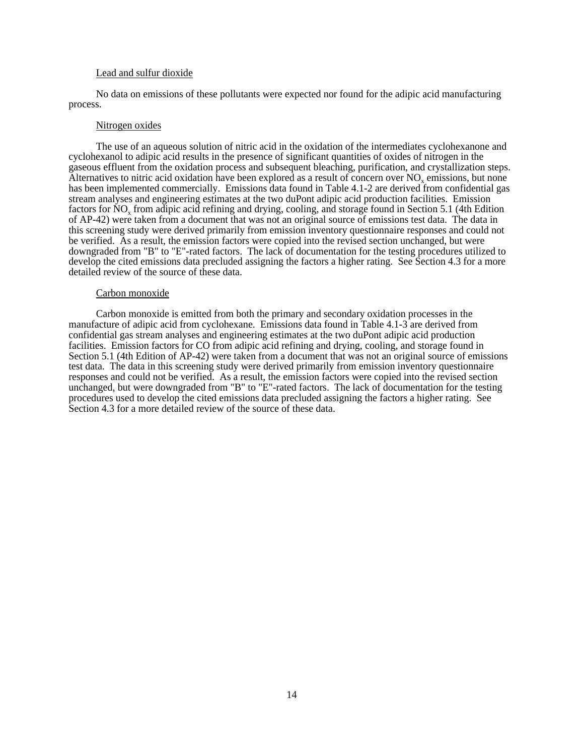Lead and sulfur dioxide

No data on emissions of these pollutants were expected nor found for the adipic acid manufacturing process.

Nitrogen oxides

The use of an aqueous solution of nitric acid in the oxidation of the intermediates cyclohexanone and cyclohexanol to adipic acid results in the presence of significant quantities of oxides of nitrogen in the gaseous effluent from the oxidation process and subsequent bleaching, purification, and crystallization steps. Alternatives to nitric acid oxidation have been explored as a result of concern over $NO_x$ emissions, but none has been implemented commercially. Emissions data found in Table 4.1-2 are derived from confidential gas stream analyses and engineering estimates at the two duPont adipic acid production facilities. Emission factors for $NO_x$ from adipic acid refining and drying, cooling, and storage found in Section 5.1 (4th Edition of AP-42) were taken from a document that was not an original source of emissions test data. The data in this screening study were derived primarily from emission inventory questionnaire responses and could not be verified. As a result, the emission factors were copied into the revised section unchanged, but were downgraded from "B" to "E"-rated factors. The lack of documentation for the testing procedures utilized to develop the cited emissions data precluded assigning the factors a higher rating. See Section 4.3 for a more detailed review of the source of these data.

Carbon monoxide

Carbon monoxide is emitted from both the primary and secondary oxidation processes in the manufacture of adipic acid from cyclohexane. Emissions data found in Table 4.1-3 are derived from confidential gas stream analyses and engineering estimates at the two duPont adipic acid production facilities. Emission factors for CO from adipic acid refining and drying, cooling, and storage found in Section 5.1 (4th Edition of AP-42) were taken from a document that was not an original source of emissions test data. The data in this screening study were derived primarily from emission inventory questionnaire responses and could not be verified. As a result, the emission factors were copied into the revised section unchanged, but were downgraded from "B" to "E"-rated factors. The lack of documentation for the testing procedures used to develop the cited emissions data precluded assigning the factors a higher rating. See Section 4.3 for a more detailed review of the source of these data.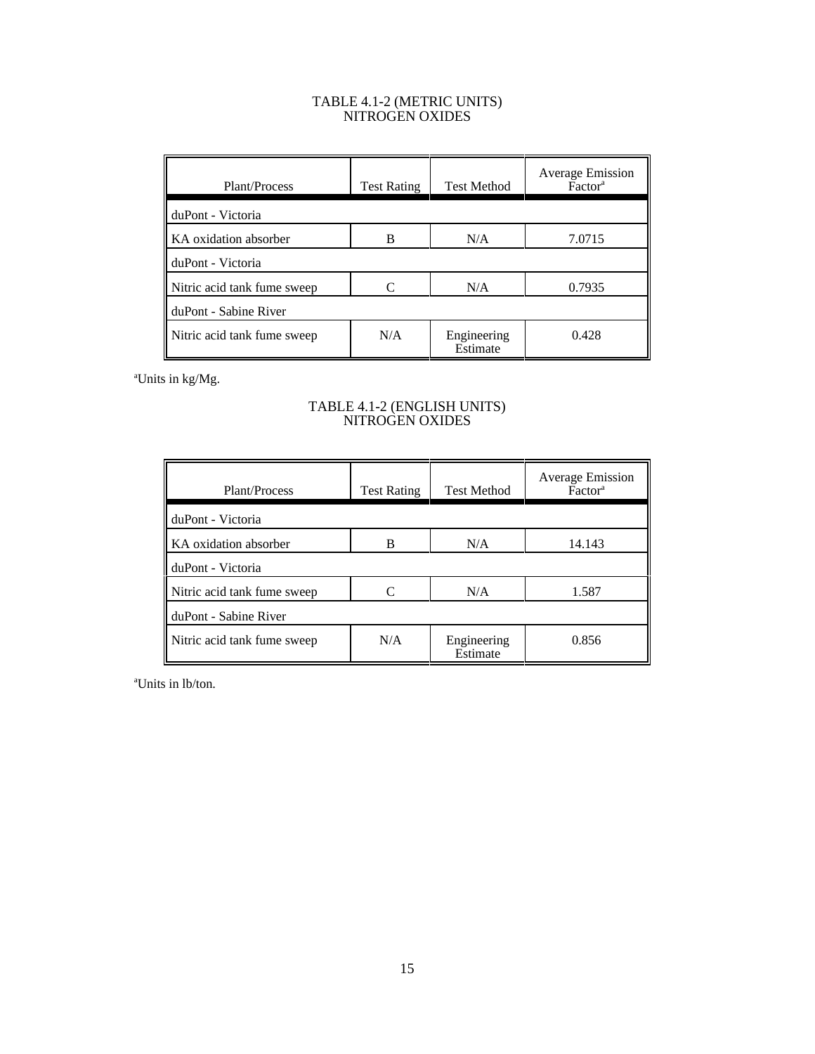TABLE 4.1-2 (METRIC UNITS)
NITROGEN OXIDES

| Plant/Process | Test Rating | Test Method | Average Emission Factor[a] |
|---|---|---|---|
| duPont - Victoria | | | |
| KA oxidation absorber | B | N/A | 7.0715 |
| duPont - Victoria | | | |
| Nitric acid tank fume sweep | C | N/A | 0.7935 |
| duPont - Sabine River | | | |
| Nitric acid tank fume sweep | N/A | Engineering Estimate | 0.428 |

[a]Units in kg/Mg.

TABLE 4.1-2 (ENGLISH UNITS)
NITROGEN OXIDES

| Plant/Process | Test Rating | Test Method | Average Emission Factor[a] |
|---|---|---|---|
| duPont - Victoria | | | |
| KA oxidation absorber | B | N/A | 14.143 |
| duPont - Victoria | | | |
| Nitric acid tank fume sweep | C | N/A | 1.587 |
| duPont - Sabine River | | | |
| Nitric acid tank fume sweep | N/A | Engineering Estimate | 0.856 |

[a]Units in lb/ton.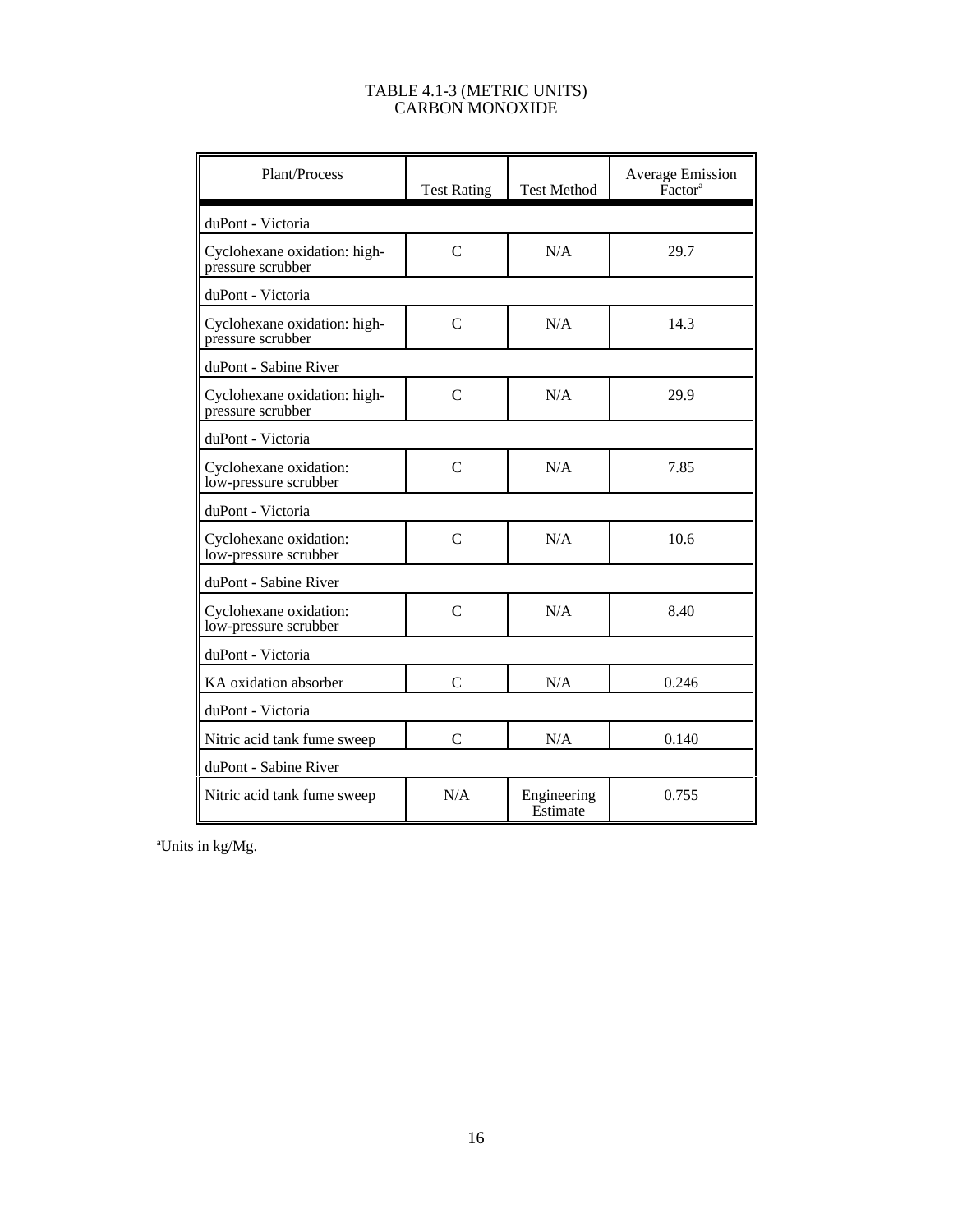# TABLE 4.1-3 (METRIC UNITS)
# CARBON MONOXIDE

| Plant/Process | Test Rating | Test Method | Average Emission Factor[a] |
|---|---|---|---|
| duPont - Victoria | | | |
| Cyclohexane oxidation: high-pressure scrubber | C | N/A | 29.7 |
| duPont - Victoria | | | |
| Cyclohexane oxidation: high-pressure scrubber | C | N/A | 14.3 |
| duPont - Sabine River | | | |
| Cyclohexane oxidation: high-pressure scrubber | C | N/A | 29.9 |
| duPont - Victoria | | | |
| Cyclohexane oxidation: low-pressure scrubber | C | N/A | 7.85 |
| duPont - Victoria | | | |
| Cyclohexane oxidation: low-pressure scrubber | C | N/A | 10.6 |
| duPont - Sabine River | | | |
| Cyclohexane oxidation: low-pressure scrubber | C | N/A | 8.40 |
| duPont - Victoria | | | |
| KA oxidation absorber | C | N/A | 0.246 |
| duPont - Victoria | | | |
| Nitric acid tank fume sweep | C | N/A | 0.140 |
| duPont - Sabine River | | | |
| Nitric acid tank fume sweep | N/A | Engineering Estimate | 0.755 |

[a]Units in kg/Mg.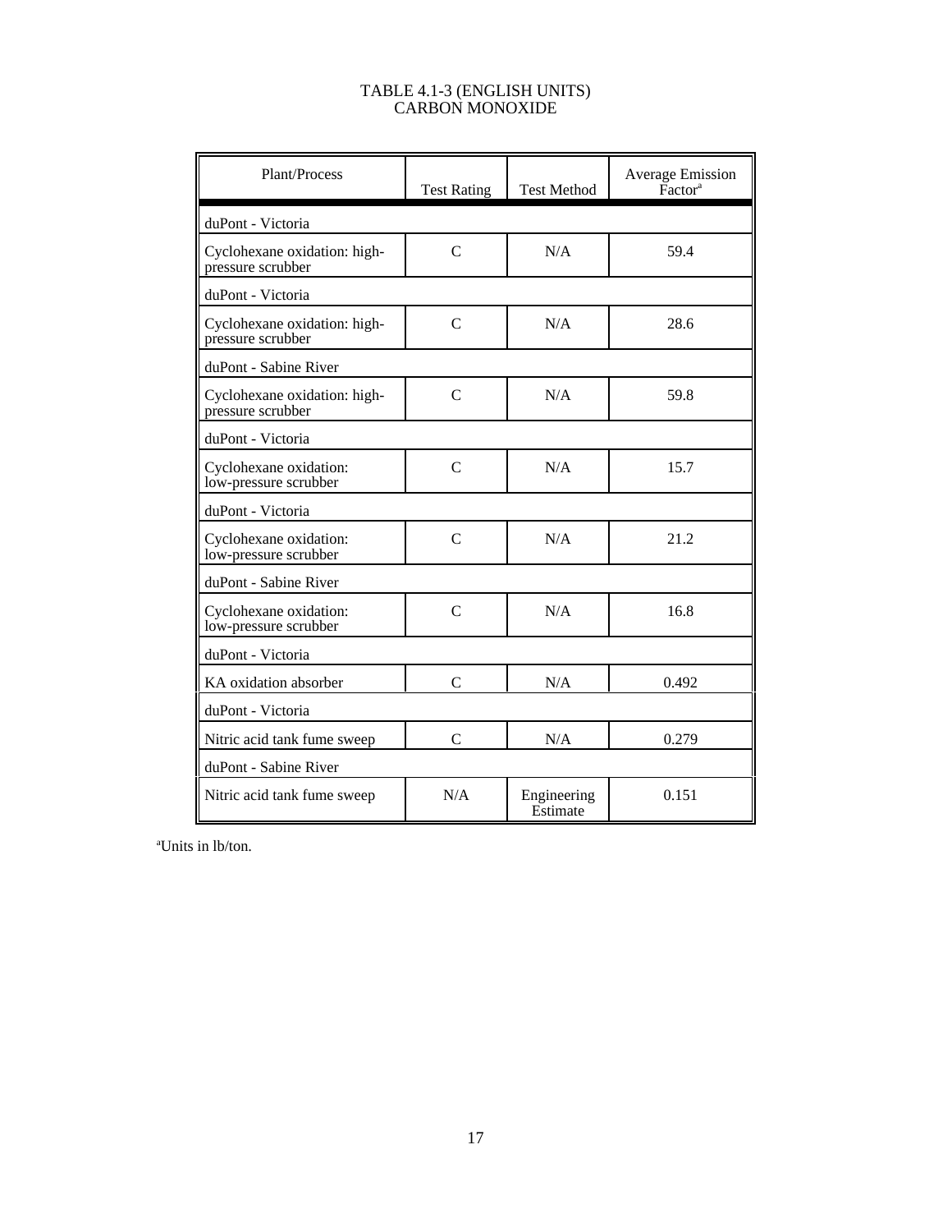TABLE 4.1-3 (ENGLISH UNITS)
CARBON MONOXIDE

| Plant/Process | Test Rating | Test Method | Average Emission Factor[a] |
|---|---|---|---|
| duPont - Victoria | | | |
| Cyclohexane oxidation: high-pressure scrubber | C | N/A | 59.4 |
| duPont - Victoria | | | |
| Cyclohexane oxidation: high-pressure scrubber | C | N/A | 28.6 |
| duPont - Sabine River | | | |
| Cyclohexane oxidation: high-pressure scrubber | C | N/A | 59.8 |
| duPont - Victoria | | | |
| Cyclohexane oxidation: low-pressure scrubber | C | N/A | 15.7 |
| duPont - Victoria | | | |
| Cyclohexane oxidation: low-pressure scrubber | C | N/A | 21.2 |
| duPont - Sabine River | | | |
| Cyclohexane oxidation: low-pressure scrubber | C | N/A | 16.8 |
| duPont - Victoria | | | |
| KA oxidation absorber | C | N/A | 0.492 |
| duPont - Victoria | | | |
| Nitric acid tank fume sweep | C | N/A | 0.279 |
| duPont - Sabine River | | | |
| Nitric acid tank fume sweep | N/A | Engineering Estimate | 0.151 |

[a]Units in lb/ton.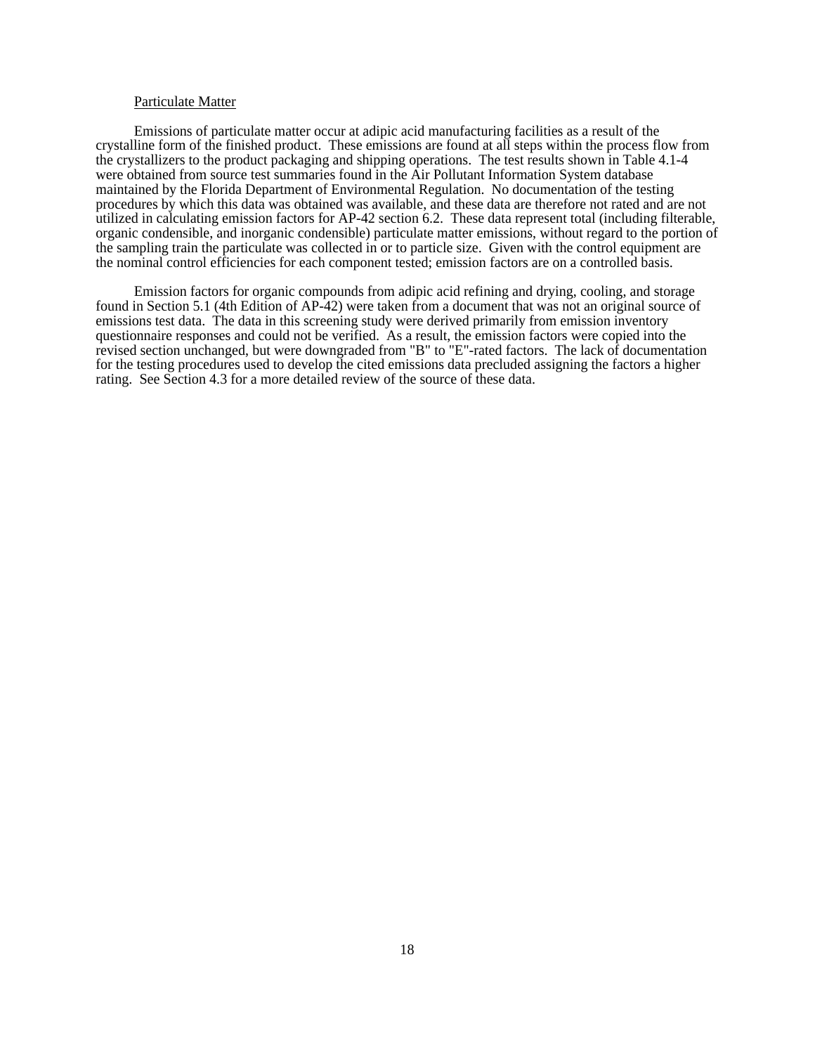<u>Particulate Matter</u>

Emissions of particulate matter occur at adipic acid manufacturing facilities as a result of the crystalline form of the finished product. These emissions are found at all steps within the process flow from the crystallizers to the product packaging and shipping operations. The test results shown in Table 4.1-4 were obtained from source test summaries found in the Air Pollutant Information System database maintained by the Florida Department of Environmental Regulation. No documentation of the testing procedures by which this data was obtained was available, and these data are therefore not rated and are not utilized in calculating emission factors for AP-42 section 6.2. These data represent total (including filterable, organic condensible, and inorganic condensible) particulate matter emissions, without regard to the portion of the sampling train the particulate was collected in or to particle size. Given with the control equipment are the nominal control efficiencies for each component tested; emission factors are on a controlled basis.

Emission factors for organic compounds from adipic acid refining and drying, cooling, and storage found in Section 5.1 (4th Edition of AP-42) were taken from a document that was not an original source of emissions test data. The data in this screening study were derived primarily from emission inventory questionnaire responses and could not be verified. As a result, the emission factors were copied into the revised section unchanged, but were downgraded from "B" to "E"-rated factors. The lack of documentation for the testing procedures used to develop the cited emissions data precluded assigning the factors a higher rating. See Section 4.3 for a more detailed review of the source of these data.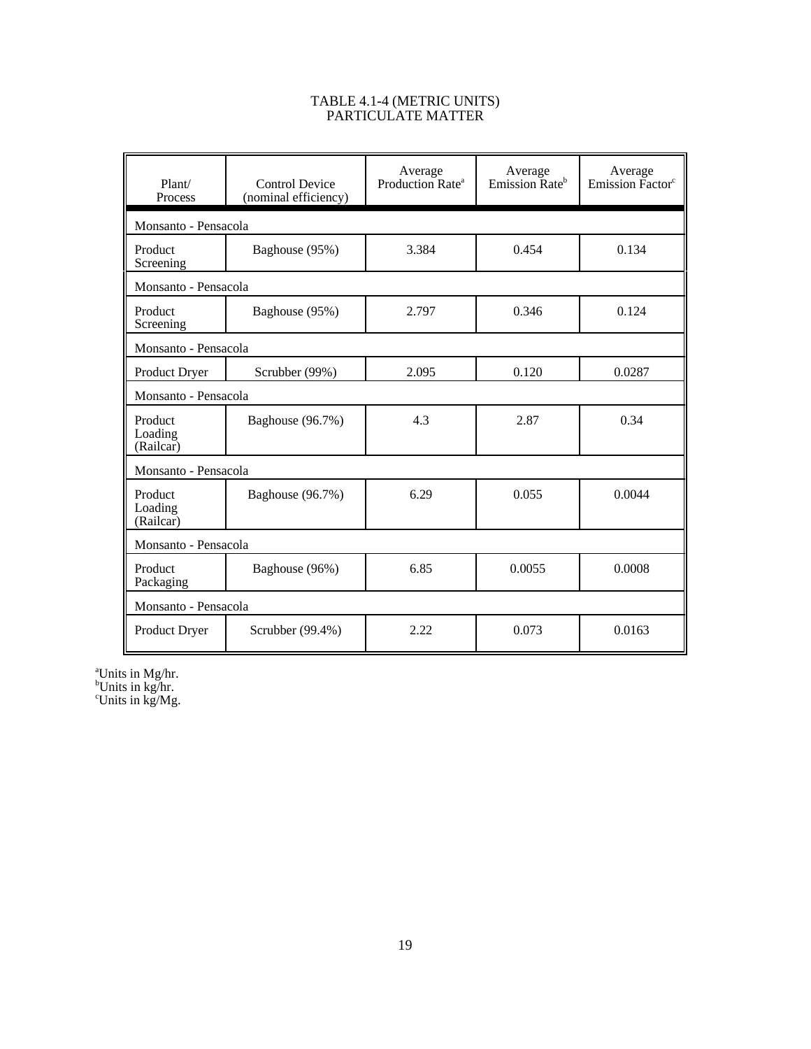TABLE 4.1-4 (METRIC UNITS)
PARTICULATE MATTER

| Plant/ Process | Control Device (nominal efficiency) | Average Production Rate[a] | Average Emission Rate[b] | Average Emission Factor[c] |
|---|---|---|---|---|
| Monsanto - Pensacola | | | | |
| Product Screening | Baghouse (95%) | 3.384 | 0.454 | 0.134 |
| Monsanto - Pensacola | | | | |
| Product Screening | Baghouse (95%) | 2.797 | 0.346 | 0.124 |
| Monsanto - Pensacola | | | | |
| Product Dryer | Scrubber (99%) | 2.095 | 0.120 | 0.0287 |
| Monsanto - Pensacola | | | | |
| Product Loading (Railcar) | Baghouse (96.7%) | 4.3 | 2.87 | 0.34 |
| Monsanto - Pensacola | | | | |
| Product Loading (Railcar) | Baghouse (96.7%) | 6.29 | 0.055 | 0.0044 |
| Monsanto - Pensacola | | | | |
| Product Packaging | Baghouse (96%) | 6.85 | 0.0055 | 0.0008 |
| Monsanto - Pensacola | | | | |
| Product Dryer | Scrubber (99.4%) | 2.22 | 0.073 | 0.0163 |

[a]Units in Mg/hr.
[b]Units in kg/hr.
[c]Units in kg/Mg.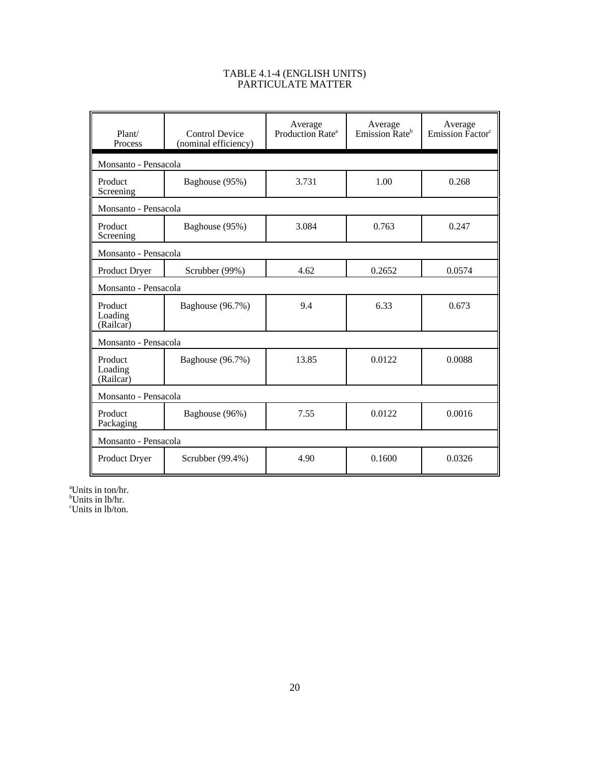TABLE 4.1-4 (ENGLISH UNITS)
PARTICULATE MATTER

| Plant/ Process | Control Device (nominal efficiency) | Average Production Rate[a] | Average Emission Rate[b] | Average Emission Factor[c] |
|---|---|---|---|---|
| Monsanto - Pensacola | | | | |
| Product Screening | Baghouse (95%) | 3.731 | 1.00 | 0.268 |
| Monsanto - Pensacola | | | | |
| Product Screening | Baghouse (95%) | 3.084 | 0.763 | 0.247 |
| Monsanto - Pensacola | | | | |
| Product Dryer | Scrubber (99%) | 4.62 | 0.2652 | 0.0574 |
| Monsanto - Pensacola | | | | |
| Product Loading (Railcar) | Baghouse (96.7%) | 9.4 | 6.33 | 0.673 |
| Monsanto - Pensacola | | | | |
| Product Loading (Railcar) | Baghouse (96.7%) | 13.85 | 0.0122 | 0.0088 |
| Monsanto - Pensacola | | | | |
| Product Packaging | Baghouse (96%) | 7.55 | 0.0122 | 0.0016 |
| Monsanto - Pensacola | | | | |
| Product Dryer | Scrubber (99.4%) | 4.90 | 0.1600 | 0.0326 |

[a]Units in ton/hr.
[b]Units in lb/hr.
[c]Units in lb/ton.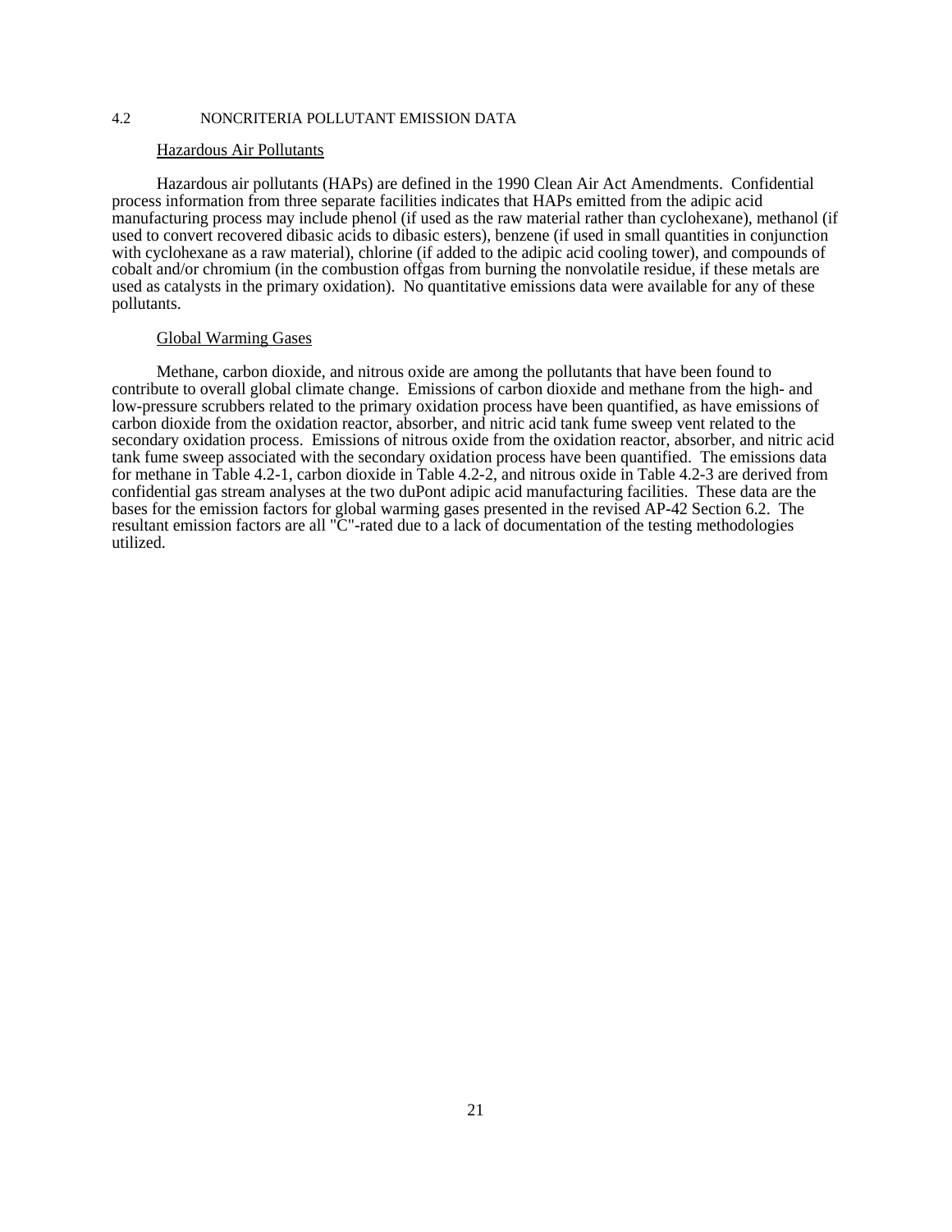## 4.2 NONCRITERIA POLLUTANT EMISSION DATA

### Hazardous Air Pollutants

Hazardous air pollutants (HAPs) are defined in the 1990 Clean Air Act Amendments. Confidential process information from three separate facilities indicates that HAPs emitted from the adipic acid manufacturing process may include phenol (if used as the raw material rather than cyclohexane), methanol (if used to convert recovered dibasic acids to dibasic esters), benzene (if used in small quantities in conjunction with cyclohexane as a raw material), chlorine (if added to the adipic acid cooling tower), and compounds of cobalt and/or chromium (in the combustion offgas from burning the nonvolatile residue, if these metals are used as catalysts in the primary oxidation). No quantitative emissions data were available for any of these pollutants.

### Global Warming Gases

Methane, carbon dioxide, and nitrous oxide are among the pollutants that have been found to contribute to overall global climate change. Emissions of carbon dioxide and methane from the high- and low-pressure scrubbers related to the primary oxidation process have been quantified, as have emissions of carbon dioxide from the oxidation reactor, absorber, and nitric acid tank fume sweep vent related to the secondary oxidation process. Emissions of nitrous oxide from the oxidation reactor, absorber, and nitric acid tank fume sweep associated with the secondary oxidation process have been quantified. The emissions data for methane in Table 4.2-1, carbon dioxide in Table 4.2-2, and nitrous oxide in Table 4.2-3 are derived from confidential gas stream analyses at the two duPont adipic acid manufacturing facilities. These data are the bases for the emission factors for global warming gases presented in the revised AP-42 Section 6.2. The resultant emission factors are all "C"-rated due to a lack of documentation of the testing methodologies utilized.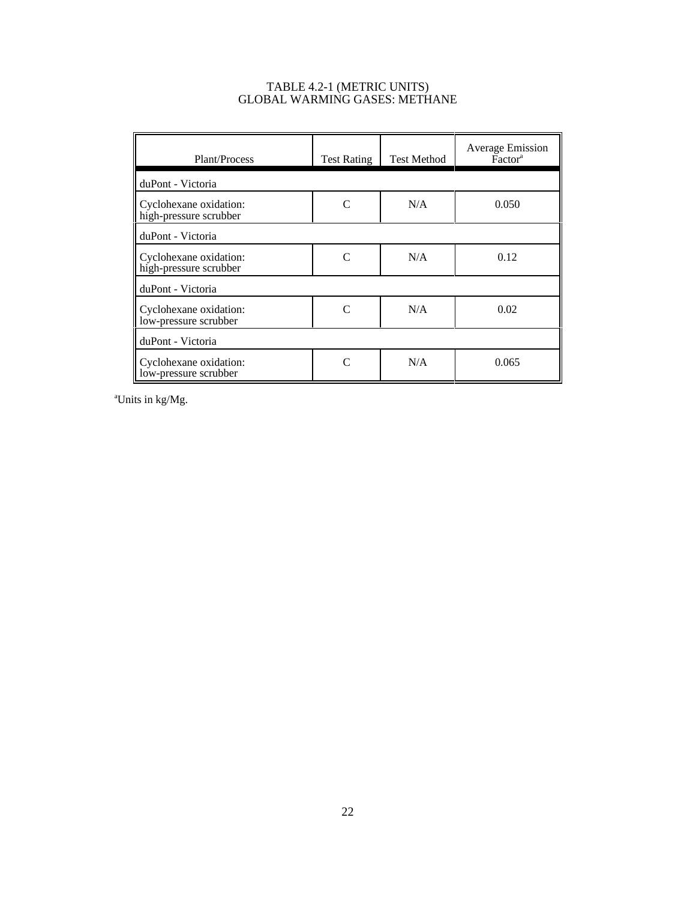TABLE 4.2-1 (METRIC UNITS)
GLOBAL WARMING GASES: METHANE

| Plant/Process | Test Rating | Test Method | Average Emission Factor[a] |
|---|---|---|---|
| duPont - Victoria | | | |
| Cyclohexane oxidation: high-pressure scrubber | C | N/A | 0.050 |
| duPont - Victoria | | | |
| Cyclohexane oxidation: high-pressure scrubber | C | N/A | 0.12 |
| duPont - Victoria | | | |
| Cyclohexane oxidation: low-pressure scrubber | C | N/A | 0.02 |
| duPont - Victoria | | | |
| Cyclohexane oxidation: low-pressure scrubber | C | N/A | 0.065 |

[a]Units in kg/Mg.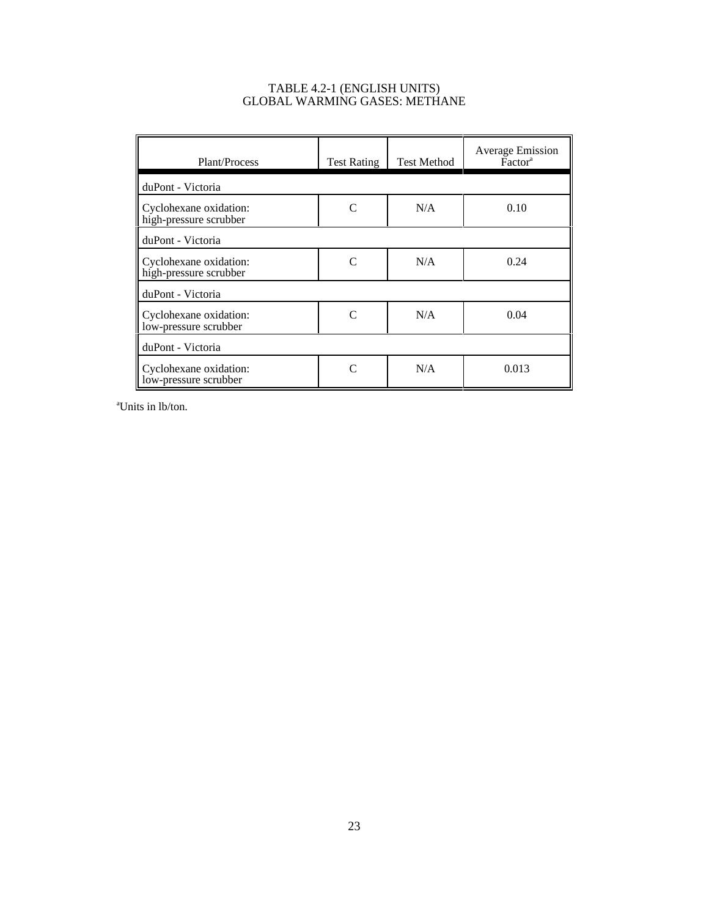# TABLE 4.2-1 (ENGLISH UNITS)
## GLOBAL WARMING GASES: METHANE

| Plant/Process | Test Rating | Test Method | Average Emission Factor[a] |
|---|---|---|---|
| duPont - Victoria | | | |
| Cyclohexane oxidation: high-pressure scrubber | C | N/A | 0.10 |
| duPont - Victoria | | | |
| Cyclohexane oxidation: high-pressure scrubber | C | N/A | 0.24 |
| duPont - Victoria | | | |
| Cyclohexane oxidation: low-pressure scrubber | C | N/A | 0.04 |
| duPont - Victoria | | | |
| Cyclohexane oxidation: low-pressure scrubber | C | N/A | 0.013 |

[a]Units in lb/ton.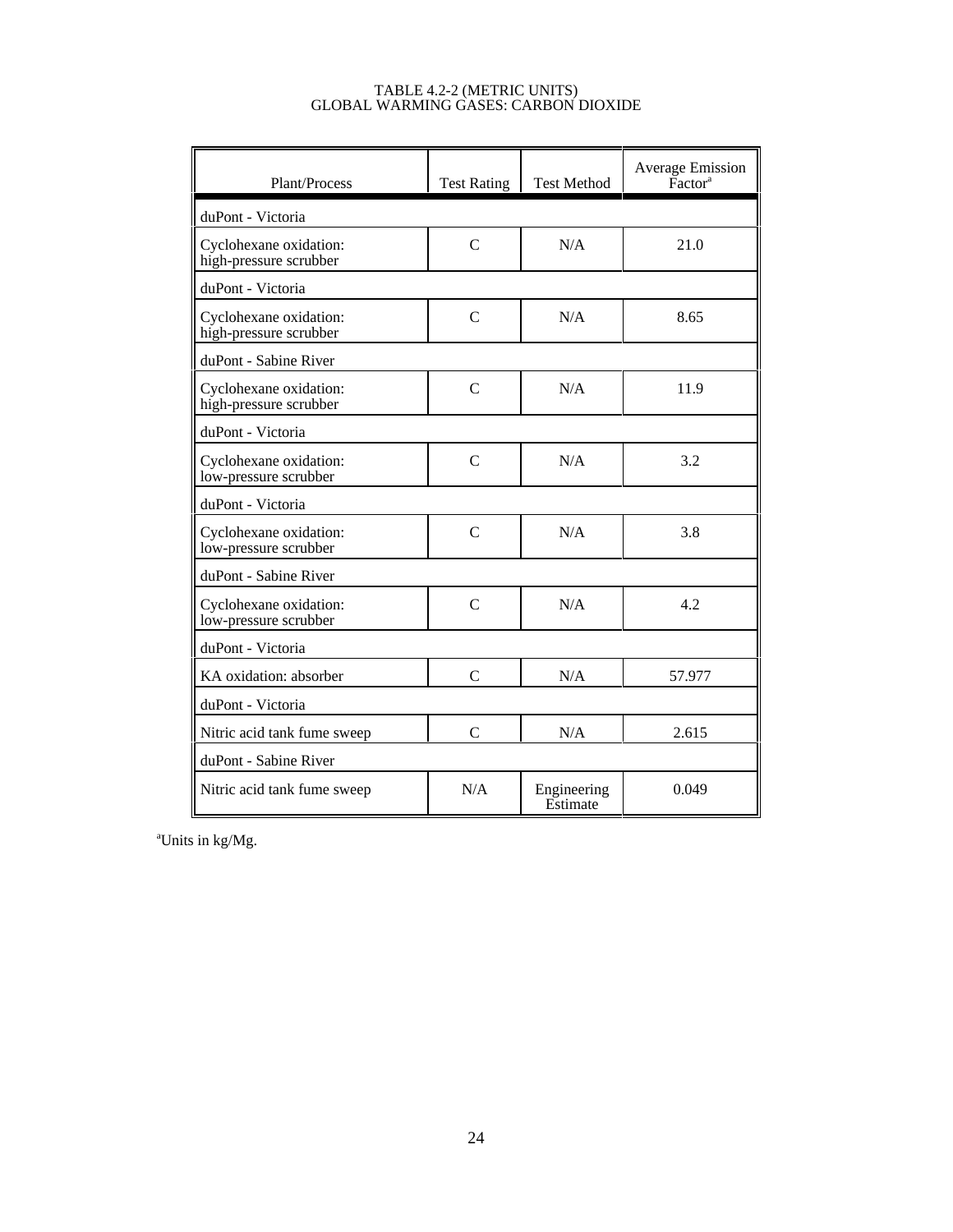TABLE 4.2-2 (METRIC UNITS)
GLOBAL WARMING GASES: CARBON DIOXIDE

| Plant/Process | Test Rating | Test Method | Average Emission Factor[a] |
|---|---|---|---|
| duPont - Victoria | | | |
| Cyclohexane oxidation: high-pressure scrubber | C | N/A | 21.0 |
| duPont - Victoria | | | |
| Cyclohexane oxidation: high-pressure scrubber | C | N/A | 8.65 |
| duPont - Sabine River | | | |
| Cyclohexane oxidation: high-pressure scrubber | C | N/A | 11.9 |
| duPont - Victoria | | | |
| Cyclohexane oxidation: low-pressure scrubber | C | N/A | 3.2 |
| duPont - Victoria | | | |
| Cyclohexane oxidation: low-pressure scrubber | C | N/A | 3.8 |
| duPont - Sabine River | | | |
| Cyclohexane oxidation: low-pressure scrubber | C | N/A | 4.2 |
| duPont - Victoria | | | |
| KA oxidation: absorber | C | N/A | 57.977 |
| duPont - Victoria | | | |
| Nitric acid tank fume sweep | C | N/A | 2.615 |
| duPont - Sabine River | | | |
| Nitric acid tank fume sweep | N/A | Engineering Estimate | 0.049 |

[a]Units in kg/Mg.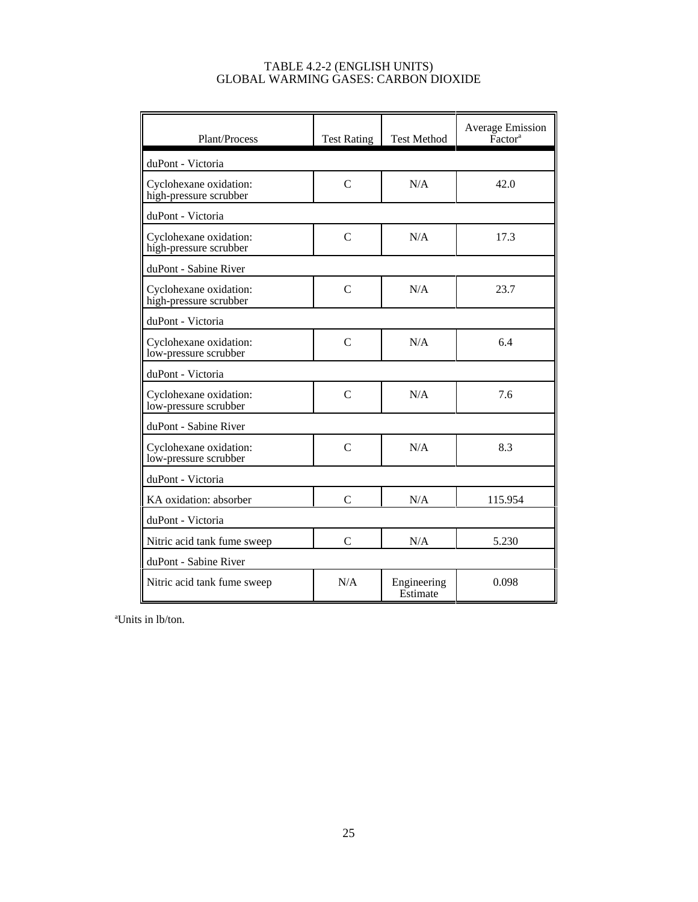TABLE 4.2-2 (ENGLISH UNITS)
GLOBAL WARMING GASES: CARBON DIOXIDE

| Plant/Process | Test Rating | Test Method | Average Emission Factor[a] |
|---|---|---|---|
| duPont - Victoria | | | |
| Cyclohexane oxidation: high-pressure scrubber | C | N/A | 42.0 |
| duPont - Victoria | | | |
| Cyclohexane oxidation: high-pressure scrubber | C | N/A | 17.3 |
| duPont - Sabine River | | | |
| Cyclohexane oxidation: high-pressure scrubber | C | N/A | 23.7 |
| duPont - Victoria | | | |
| Cyclohexane oxidation: low-pressure scrubber | C | N/A | 6.4 |
| duPont - Victoria | | | |
| Cyclohexane oxidation: low-pressure scrubber | C | N/A | 7.6 |
| duPont - Sabine River | | | |
| Cyclohexane oxidation: low-pressure scrubber | C | N/A | 8.3 |
| duPont - Victoria | | | |
| KA oxidation: absorber | C | N/A | 115.954 |
| duPont - Victoria | | | |
| Nitric acid tank fume sweep | C | N/A | 5.230 |
| duPont - Sabine River | | | |
| Nitric acid tank fume sweep | N/A | Engineering Estimate | 0.098 |

[a]Units in lb/ton.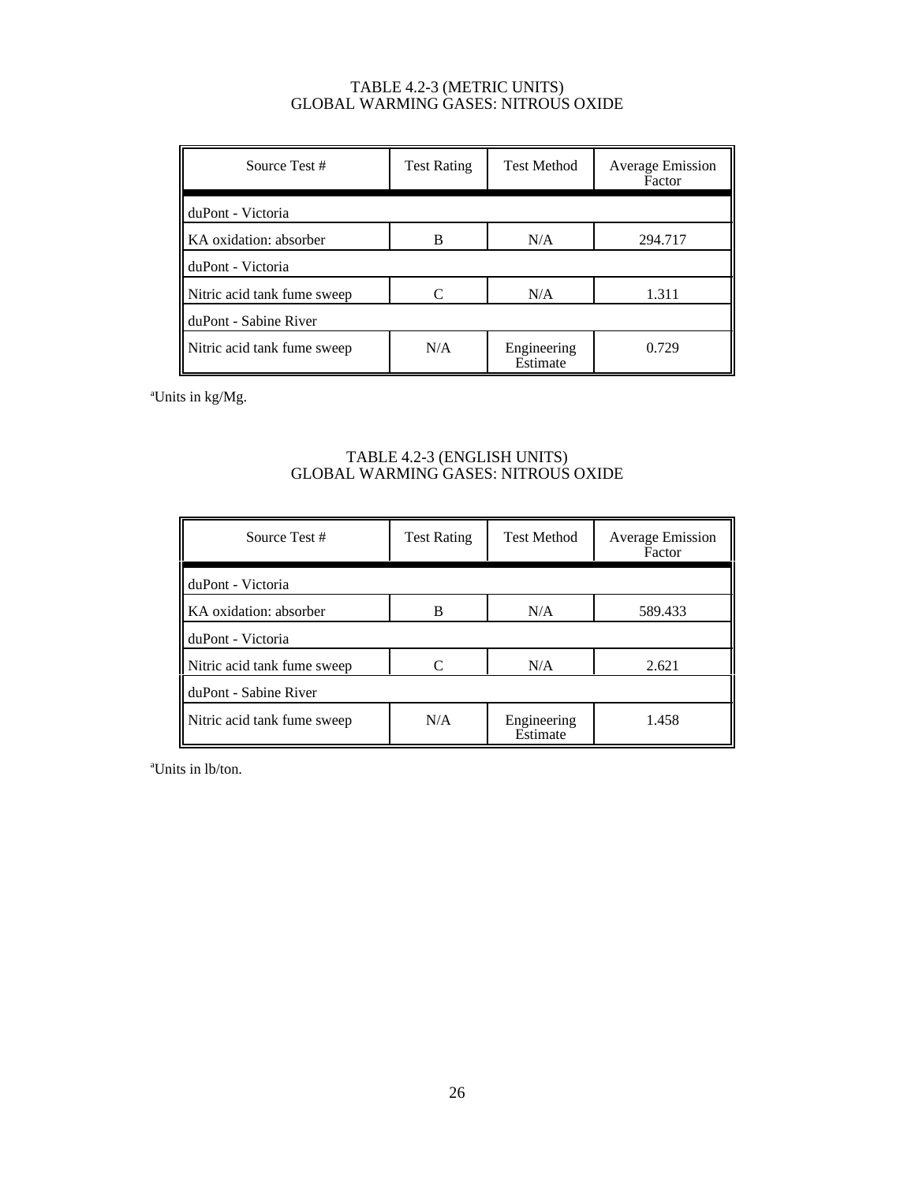TABLE 4.2-3 (METRIC UNITS)
GLOBAL WARMING GASES: NITROUS OXIDE

| Source Test # | Test Rating | Test Method | Average Emission Factor |
|---|---|---|---|
| duPont - Victoria | | | |
| KA oxidation: absorber | B | N/A | 294.717 |
| duPont - Victoria | | | |
| Nitric acid tank fume sweep | C | N/A | 1.311 |
| duPont - Sabine River | | | |
| Nitric acid tank fume sweep | N/A | Engineering Estimate | 0.729 |

[a]Units in kg/Mg.

TABLE 4.2-3 (ENGLISH UNITS)
GLOBAL WARMING GASES: NITROUS OXIDE

| Source Test # | Test Rating | Test Method | Average Emission Factor |
|---|---|---|---|
| duPont - Victoria | | | |
| KA oxidation: absorber | B | N/A | 589.433 |
| duPont - Victoria | | | |
| Nitric acid tank fume sweep | C | N/A | 2.621 |
| duPont - Sabine River | | | |
| Nitric acid tank fume sweep | N/A | Engineering Estimate | 1.458 |

[a]Units in lb/ton.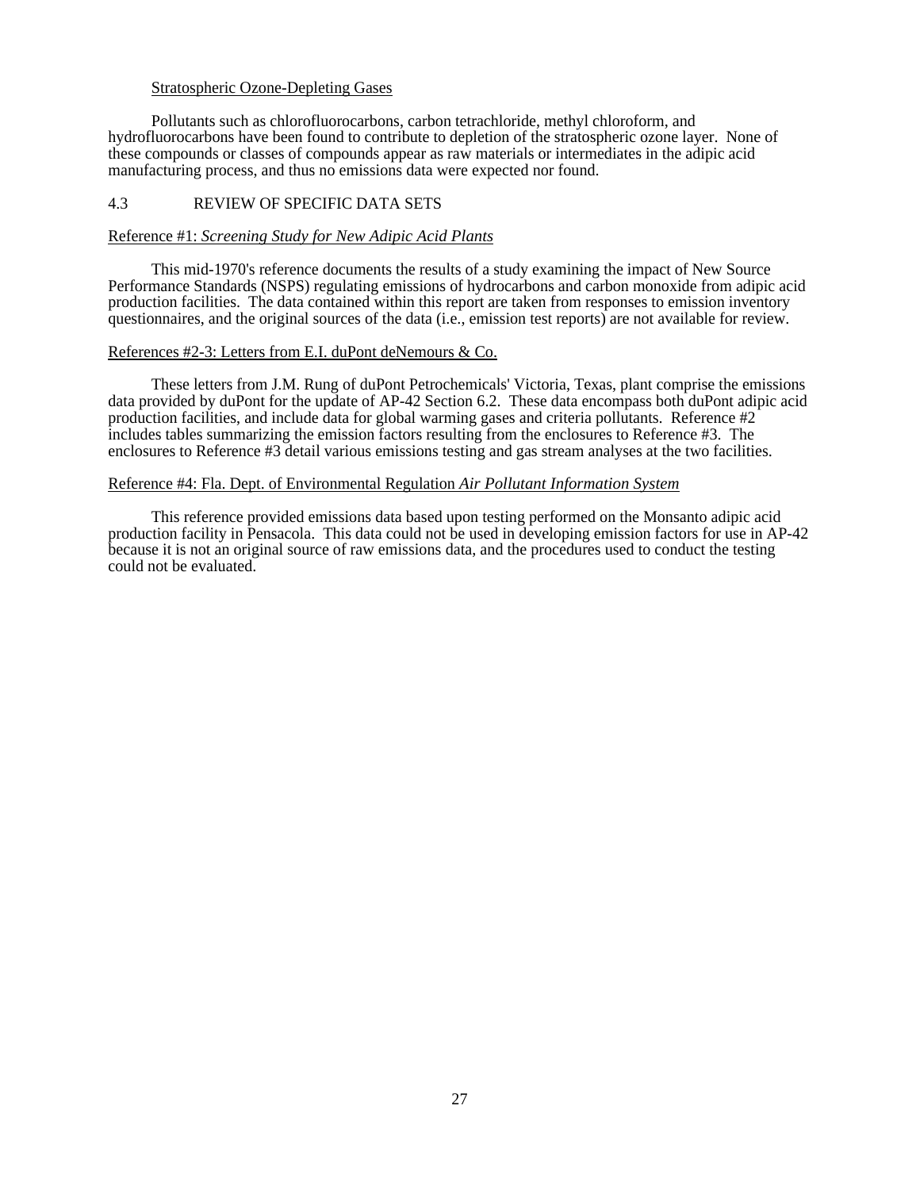Stratospheric Ozone-Depleting Gases

Pollutants such as chlorofluorocarbons, carbon tetrachloride, methyl chloroform, and hydrofluorocarbons have been found to contribute to depletion of the stratospheric ozone layer. None of these compounds or classes of compounds appear as raw materials or intermediates in the adipic acid manufacturing process, and thus no emissions data were expected nor found.

## 4.3 REVIEW OF SPECIFIC DATA SETS

Reference #1: *Screening Study for New Adipic Acid Plants*

This mid-1970's reference documents the results of a study examining the impact of New Source Performance Standards (NSPS) regulating emissions of hydrocarbons and carbon monoxide from adipic acid production facilities. The data contained within this report are taken from responses to emission inventory questionnaires, and the original sources of the data (i.e., emission test reports) are not available for review.

References #2-3: Letters from E.I. duPont deNemours & Co.

These letters from J.M. Rung of duPont Petrochemicals' Victoria, Texas, plant comprise the emissions data provided by duPont for the update of AP-42 Section 6.2. These data encompass both duPont adipic acid production facilities, and include data for global warming gases and criteria pollutants. Reference #2 includes tables summarizing the emission factors resulting from the enclosures to Reference #3. The enclosures to Reference #3 detail various emissions testing and gas stream analyses at the two facilities.

Reference #4: Fla. Dept. of Environmental Regulation *Air Pollutant Information System*

This reference provided emissions data based upon testing performed on the Monsanto adipic acid production facility in Pensacola. This data could not be used in developing emission factors for use in AP-42 because it is not an original source of raw emissions data, and the procedures used to conduct the testing could not be evaluated.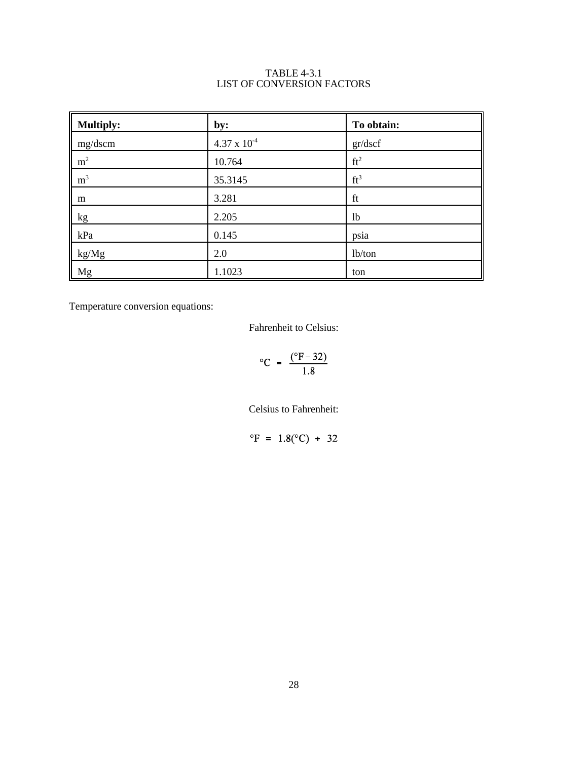TABLE 4-3.1
LIST OF CONVERSION FACTORS

| Multiply: | by: | To obtain: |
|---|---|---|
| mg/dscm | $4.37 \times 10^{-4}$ | gr/dscf |
| $m^2$ | 10.764 | $ft^2$ |
| $m^3$ | 35.3145 | $ft^3$ |
| m | 3.281 | ft |
| kg | 2.205 | lb |
| kPa | 0.145 | psia |
| kg/Mg | 2.0 | lb/ton |
| Mg | 1.1023 | ton |

Temperature conversion equations:

Fahrenheit to Celsius:

$$°C = \frac{(°F - 32)}{1.8}$$

Celsius to Fahrenheit:

$$°F = 1.8(°C) + 32$$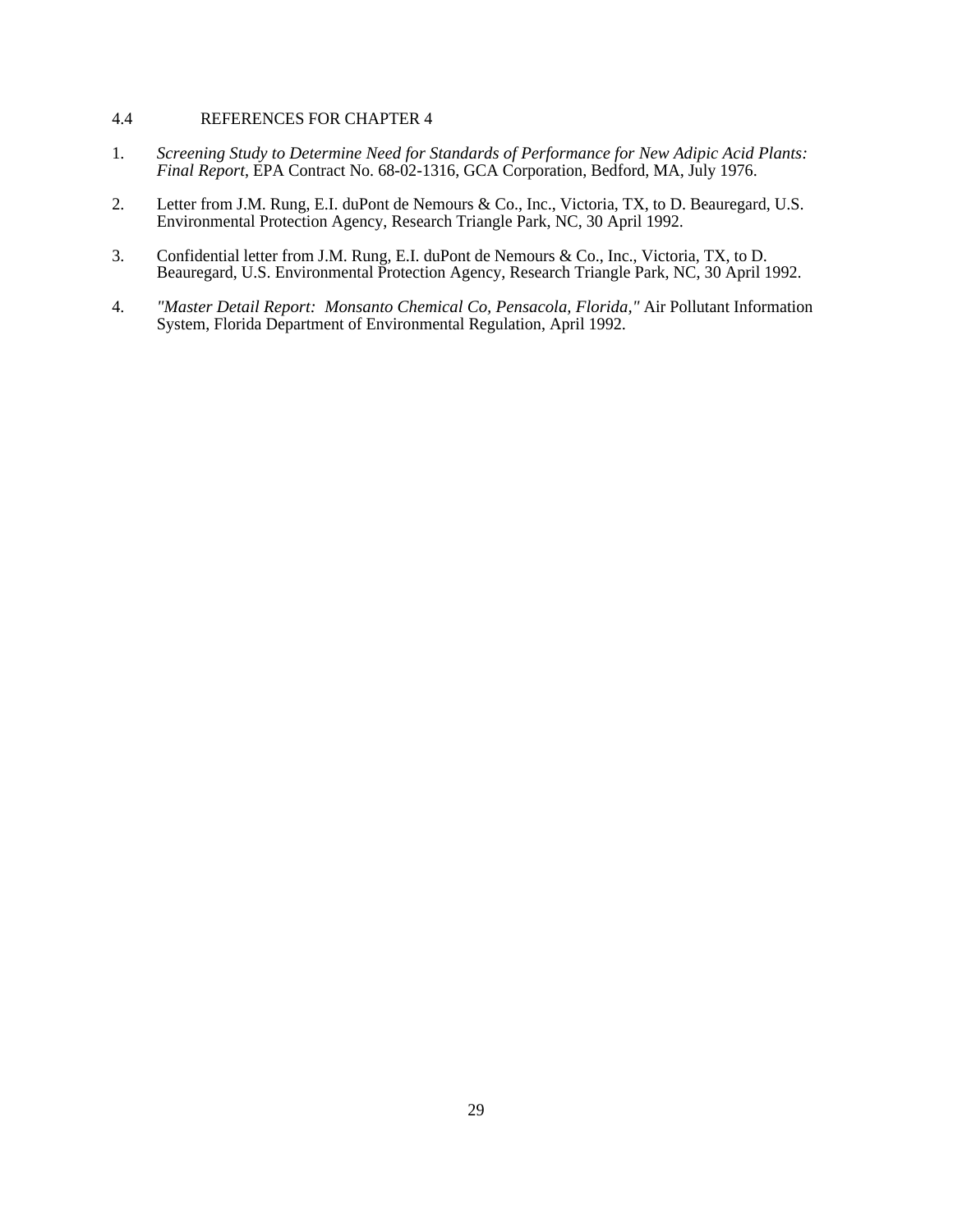## 4.4 REFERENCES FOR CHAPTER 4

1. *Screening Study to Determine Need for Standards of Performance for New Adipic Acid Plants: Final Report*, EPA Contract No. 68-02-1316, GCA Corporation, Bedford, MA, July 1976.

2. Letter from J.M. Rung, E.I. duPont de Nemours & Co., Inc., Victoria, TX, to D. Beauregard, U.S. Environmental Protection Agency, Research Triangle Park, NC, 30 April 1992.

3. Confidential letter from J.M. Rung, E.I. duPont de Nemours & Co., Inc., Victoria, TX, to D. Beauregard, U.S. Environmental Protection Agency, Research Triangle Park, NC, 30 April 1992.

4. *"Master Detail Report: Monsanto Chemical Co, Pensacola, Florida,"* Air Pollutant Information System, Florida Department of Environmental Regulation, April 1992.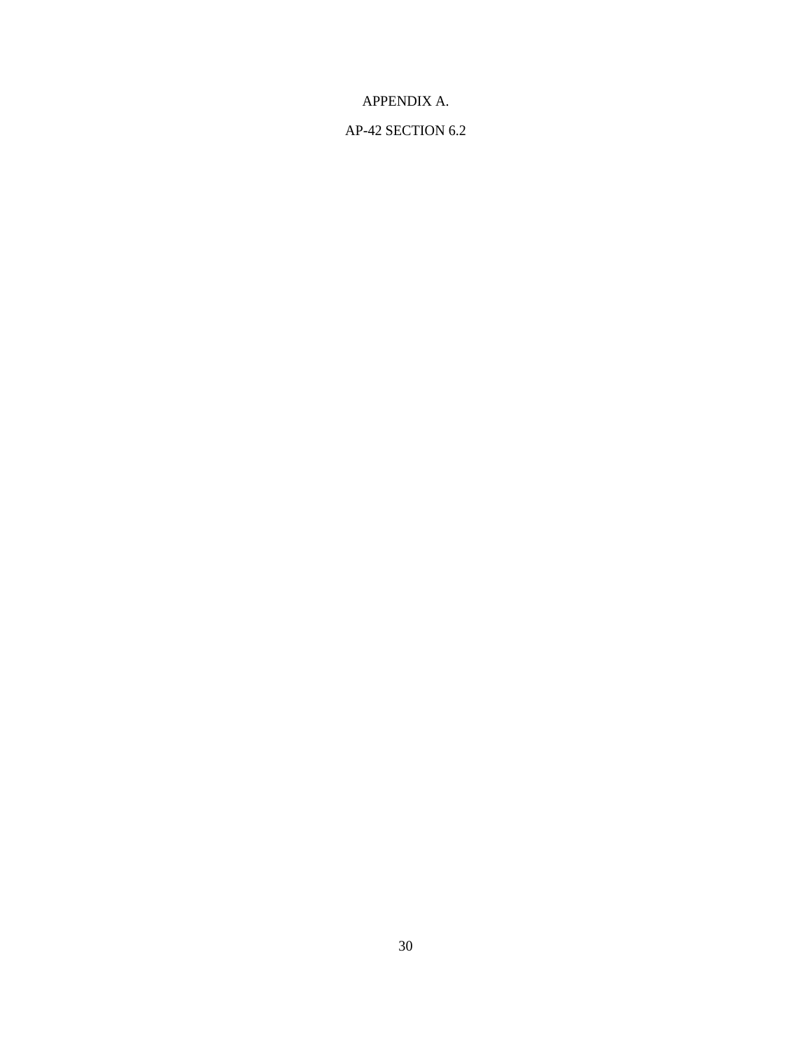# APPENDIX A.

## AP-42 SECTION 6.2